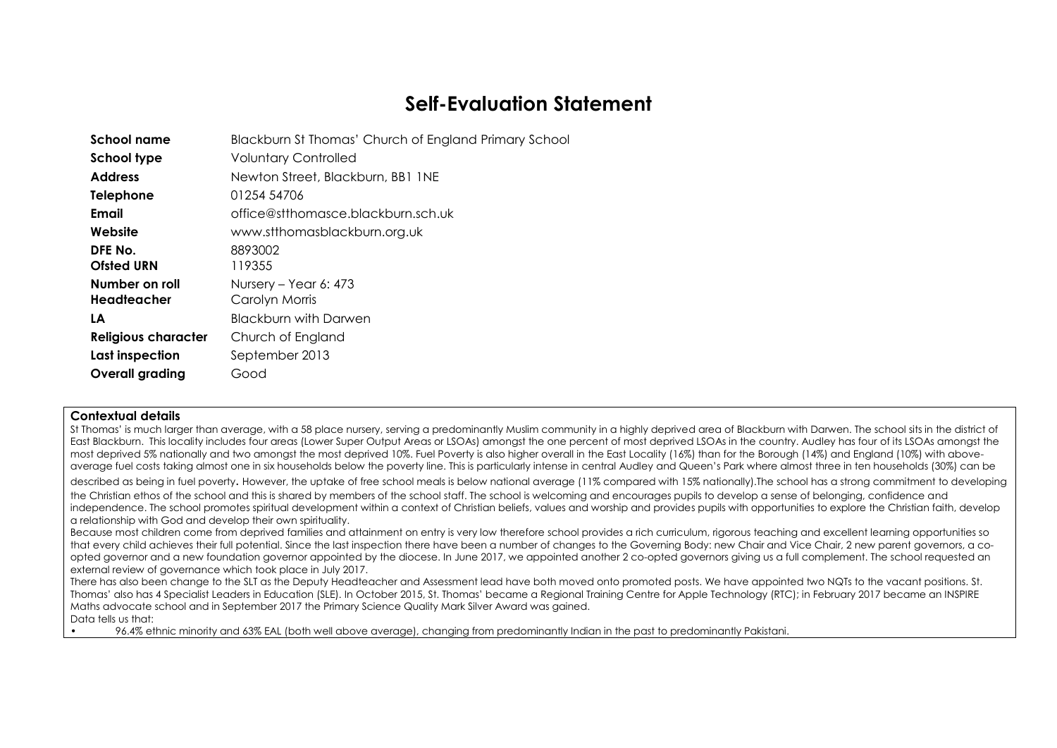# Self-Evaluation Statement

| | |
|---|---|
| **School name** | Blackburn St Thomas' Church of England Primary School |
| **School type** | Voluntary Controlled |
| **Address** | Newton Street, Blackburn, BB1 1NE |
| **Telephone** | 01254 54706 |
| **Email** | office@stthomasce.blackburn.sch.uk |
| **Website** | www.stthomasblackburn.org.uk |
| **DFE No.** | 8893002 |
| **Ofsted URN** | 119355 |
| **Number on roll** | Nursery – Year 6: 473 |
| **Headteacher** | Carolyn Morris |
| **LA** | Blackburn with Darwen |
| **Religious character** | Church of England |
| **Last inspection** | September 2013 |
| **Overall grading** | Good |

**Contextual details**

St Thomas' is much larger than average, with a 58 place nursery, serving a predominantly Muslim community in a highly deprived area of Blackburn with Darwen. The school sits in the district of East Blackburn. This locality includes four areas (Lower Super Output Areas or LSOAs) amongst the one percent of most deprived LSOAs in the country. Audley has four of its LSOAs amongst the most deprived 5% nationally and two amongst the most deprived 10%. Fuel Poverty is also higher overall in the East Locality (16%) than for the Borough (14%) and England (10%) with above-average fuel costs taking almost one in six households below the poverty line. This is particularly intense in central Audley and Queen's Park where almost three in ten households (30%) can be described as being in fuel poverty**.** However, the uptake of free school meals is below national average (11% compared with 15% nationally).The school has a strong commitment to developing the Christian ethos of the school and this is shared by members of the school staff. The school is welcoming and encourages pupils to develop a sense of belonging, confidence and independence. The school promotes spiritual development within a context of Christian beliefs, values and worship and provides pupils with opportunities to explore the Christian faith, develop a relationship with God and develop their own spirituality.

Because most children come from deprived families and attainment on entry is very low therefore school provides a rich curriculum, rigorous teaching and excellent learning opportunities so that every child achieves their full potential. Since the last inspection there have been a number of changes to the Governing Body: new Chair and Vice Chair, 2 new parent governors, a co-opted governor and a new foundation governor appointed by the diocese. In June 2017, we appointed another 2 co-opted governors giving us a full complement. The school requested an external review of governance which took place in July 2017.

There has also been change to the SLT as the Deputy Headteacher and Assessment lead have both moved onto promoted posts. We have appointed two NQTs to the vacant positions. St. Thomas' also has 4 Specialist Leaders in Education (SLE). In October 2015, St. Thomas' became a Regional Training Centre for Apple Technology (RTC); in February 2017 became an INSPIRE Maths advocate school and in September 2017 the Primary Science Quality Mark Silver Award was gained.

Data tells us that:

- 96.4% ethnic minority and 63% EAL (both well above average), changing from predominantly Indian in the past to predominantly Pakistani.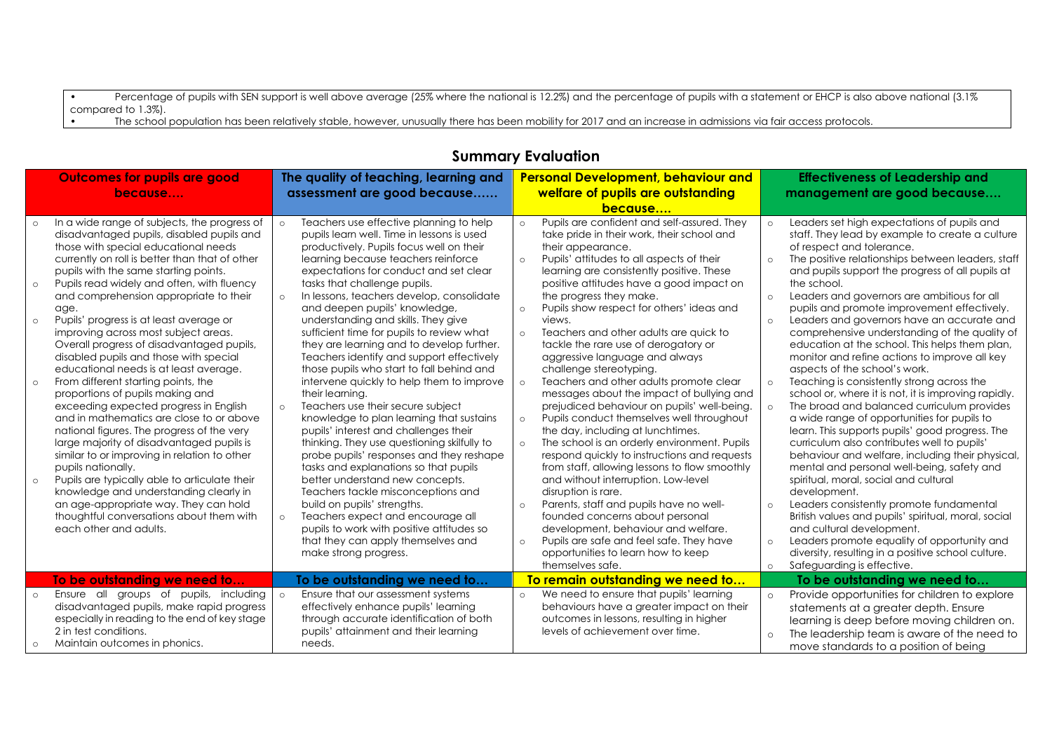- Percentage of pupils with SEN support is well above average (25% where the national is 12.2%) and the percentage of pupils with a statement or EHCP is also above national (3.1% compared to 1.3%).
- The school population has been relatively stable, however, unusually there has been mobility for 2017 and an increase in admissions via fair access protocols.

## Summary Evaluation

| Outcomes for pupils are good because…. | The quality of teaching, learning and assessment are good because…… | Personal Development, behaviour and welfare of pupils are outstanding because…. | Effectiveness of Leadership and management are good because…. |
|---|---|---|---|
| ○ In a wide range of subjects, the progress of disadvantaged pupils, disabled pupils and those with special educational needs currently on roll is better than that of other pupils with the same starting points.<br>○ Pupils read widely and often, with fluency and comprehension appropriate to their age.<br>○ Pupils' progress is at least average or improving across most subject areas. Overall progress of disadvantaged pupils, disabled pupils and those with special educational needs is at least average.<br>○ From different starting points, the proportions of pupils making and exceeding expected progress in English and in mathematics are close to or above national figures. The progress of the very large majority of disadvantaged pupils is similar to or improving in relation to other pupils nationally.<br>○ Pupils are typically able to articulate their knowledge and understanding clearly in an age-appropriate way. They can hold thoughtful conversations about them with each other and adults. | ○ Teachers use effective planning to help pupils learn well. Time in lessons is used productively. Pupils focus well on their learning because teachers reinforce expectations for conduct and set clear tasks that challenge pupils.<br>○ In lessons, teachers develop, consolidate and deepen pupils' knowledge, understanding and skills. They give sufficient time for pupils to review what they are learning and to develop further. Teachers identify and support effectively those pupils who start to fall behind and intervene quickly to help them to improve their learning.<br>○ Teachers use their secure subject knowledge to plan learning that sustains pupils' interest and challenges their thinking. They use questioning skilfully to probe pupils' responses and they reshape tasks and explanations so that pupils better understand new concepts. Teachers tackle misconceptions and build on pupils' strengths.<br>○ Teachers expect and encourage all pupils to work with positive attitudes so that they can apply themselves and make strong progress. | ○ Pupils are confident and self-assured. They take pride in their work, their school and their appearance.<br>○ Pupils' attitudes to all aspects of their learning are consistently positive. These positive attitudes have a good impact on the progress they make.<br>○ Pupils show respect for others' ideas and views.<br>○ Teachers and other adults are quick to tackle the rare use of derogatory or aggressive language and always challenge stereotyping.<br>○ Teachers and other adults promote clear messages about the impact of bullying and prejudiced behaviour on pupils' well-being.<br>○ Pupils conduct themselves well throughout the day, including at lunchtimes.<br>○ The school is an orderly environment. Pupils respond quickly to instructions and requests from staff, allowing lessons to flow smoothly and without interruption. Low-level disruption is rare.<br>○ Parents, staff and pupils have no well-founded concerns about personal development, behaviour and welfare.<br>○ Pupils are safe and feel safe. They have opportunities to learn how to keep themselves safe. | ○ Leaders set high expectations of pupils and staff. They lead by example to create a culture of respect and tolerance.<br>○ The positive relationships between leaders, staff and pupils support the progress of all pupils at the school.<br>○ Leaders and governors are ambitious for all pupils and promote improvement effectively.<br>○ Leaders and governors have an accurate and comprehensive understanding of the quality of education at the school. This helps them plan, monitor and refine actions to improve all key aspects of the school's work.<br>○ Teaching is consistently strong across the school or, where it is not, it is improving rapidly.<br>○ The broad and balanced curriculum provides a wide range of opportunities for pupils to learn. This supports pupils' good progress. The curriculum also contributes well to pupils' behaviour and welfare, including their physical, mental and personal well-being, safety and spiritual, moral, social and cultural development.<br>○ Leaders consistently promote fundamental British values and pupils' spiritual, moral, social and cultural development.<br>○ Leaders promote equality of opportunity and diversity, resulting in a positive school culture.<br>○ Safeguarding is effective. |
| **To be outstanding we need to…** | **To be outstanding we need to…** | **To remain outstanding we need to…** | **To be outstanding we need to…** |
| ○ Ensure all groups of pupils, including disadvantaged pupils, make rapid progress especially in reading to the end of key stage 2 in test conditions.<br>○ Maintain outcomes in phonics. | ○ Ensure that our assessment systems effectively enhance pupils' learning through accurate identification of both pupils' attainment and their learning needs. | ○ We need to ensure that pupils' learning behaviours have a greater impact on their outcomes in lessons, resulting in higher levels of achievement over time. | ○ Provide opportunities for children to explore statements at a greater depth. Ensure learning is deep before moving children on.<br>○ The leadership team is aware of the need to move standards to a position of being |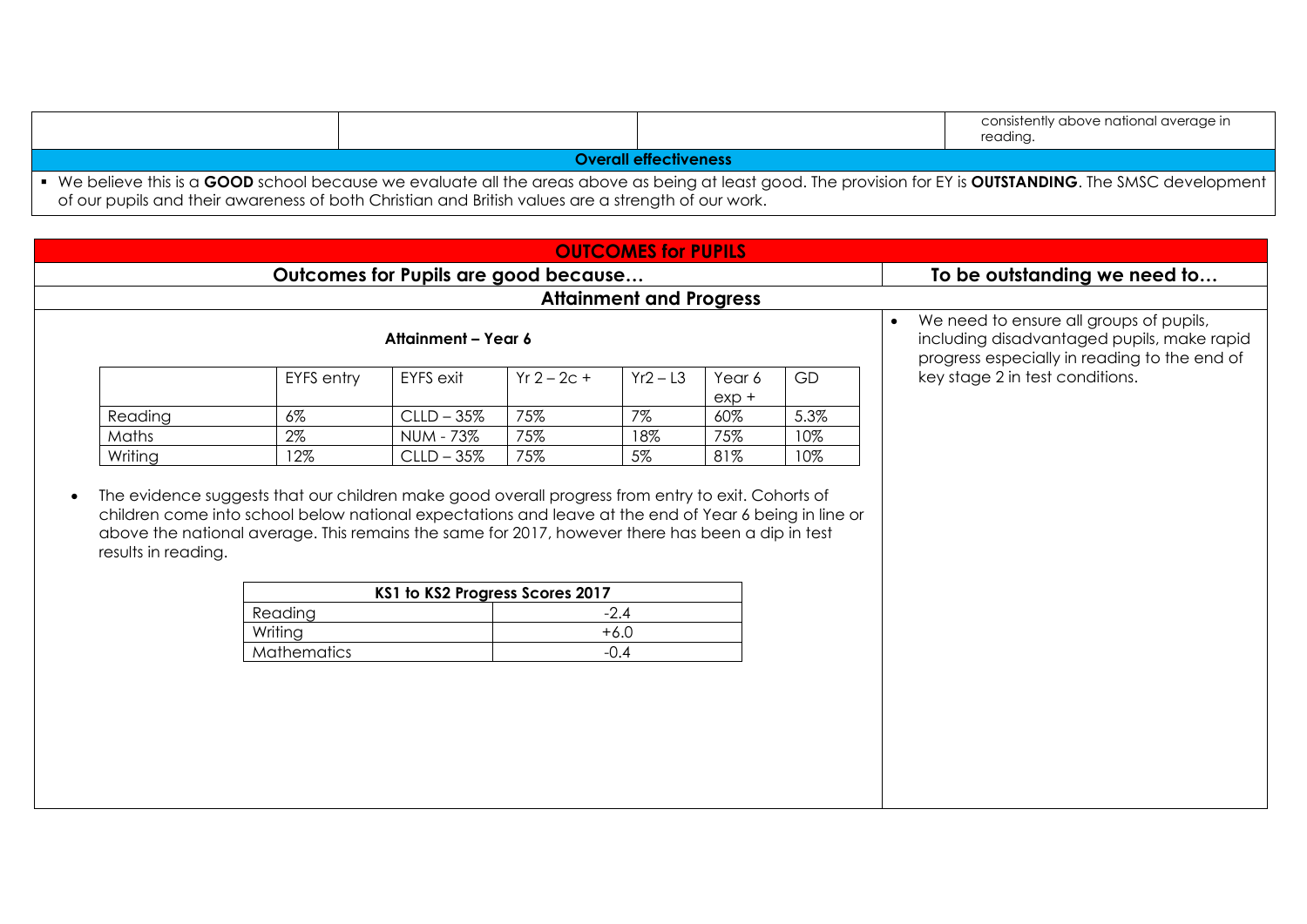| | | | consistently above national average in reading. |
|---|---|---|---|

**Overall effectiveness**

- We believe this is a **GOOD** school because we evaluate all the areas above as being at least good. The provision for EY is **OUTSTANDING**. The SMSC development of our pupils and their awareness of both Christian and British values are a strength of our work.

## OUTCOMES for PUPILS

| Outcomes for Pupils are good because… | To be outstanding we need to… |
|---|---|

### Attainment and Progress

**Attainment – Year 6**

| | EYFS entry | EYFS exit | Yr 2 – 2c + | Yr2 – L3 | Year 6 exp + | GD |
|---|---|---|---|---|---|---|
| Reading | 6% | CLLD – 35% | 75% | 7% | 60% | 5.3% |
| Maths | 2% | NUM - 73% | 75% | 18% | 75% | 10% |
| Writing | 12% | CLLD – 35% | 75% | 5% | 81% | 10% |

- The evidence suggests that our children make good overall progress from entry to exit. Cohorts of children come into school below national expectations and leave at the end of Year 6 being in line or above the national average. This remains the same for 2017, however there has been a dip in test results in reading.

| KS1 to KS2 Progress Scores 2017 | |
|---|---|
| Reading | -2.4 |
| Writing | +6.0 |
| Mathematics | -0.4 |

**To be outstanding we need to…**

- We need to ensure all groups of pupils, including disadvantaged pupils, make rapid progress especially in reading to the end of key stage 2 in test conditions.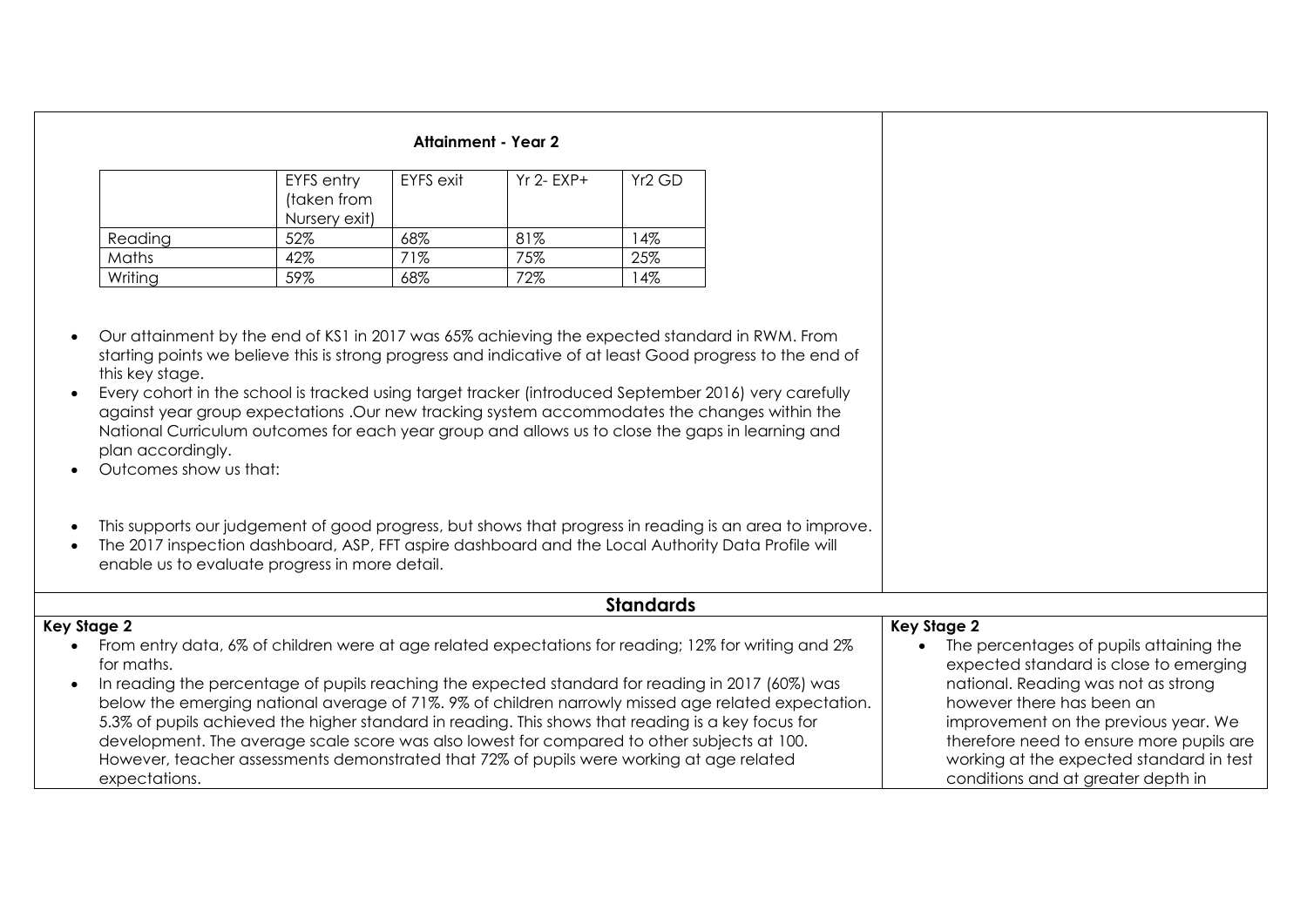**Attainment - Year 2**

| | EYFS entry (taken from Nursery exit) | EYFS exit | Yr 2- EXP+ | Yr2 GD |
|---|---|---|---|---|
| Reading | 52% | 68% | 81% | 14% |
| Maths | 42% | 71% | 75% | 25% |
| Writing | 59% | 68% | 72% | 14% |

- Our attainment by the end of KS1 in 2017 was 65% achieving the expected standard in RWM. From starting points we believe this is strong progress and indicative of at least Good progress to the end of this key stage.
- Every cohort in the school is tracked using target tracker (introduced September 2016) very carefully against year group expectations .Our new tracking system accommodates the changes within the National Curriculum outcomes for each year group and allows us to close the gaps in learning and plan accordingly.
- Outcomes show us that:

- This supports our judgement of good progress, but shows that progress in reading is an area to improve.
- The 2017 inspection dashboard, ASP, FFT aspire dashboard and the Local Authority Data Profile will enable us to evaluate progress in more detail.

## Standards

**Key Stage 2**

- From entry data, 6% of children were at age related expectations for reading; 12% for writing and 2% for maths.
- In reading the percentage of pupils reaching the expected standard for reading in 2017 (60%) was below the emerging national average of 71%. 9% of children narrowly missed age related expectation. 5.3% of pupils achieved the higher standard in reading. This shows that reading is a key focus for development. The average scale score was also lowest for compared to other subjects at 100. However, teacher assessments demonstrated that 72% of pupils were working at age related expectations.

**Key Stage 2**

- The percentages of pupils attaining the expected standard is close to emerging national. Reading was not as strong however there has been an improvement on the previous year. We therefore need to ensure more pupils are working at the expected standard in test conditions and at greater depth in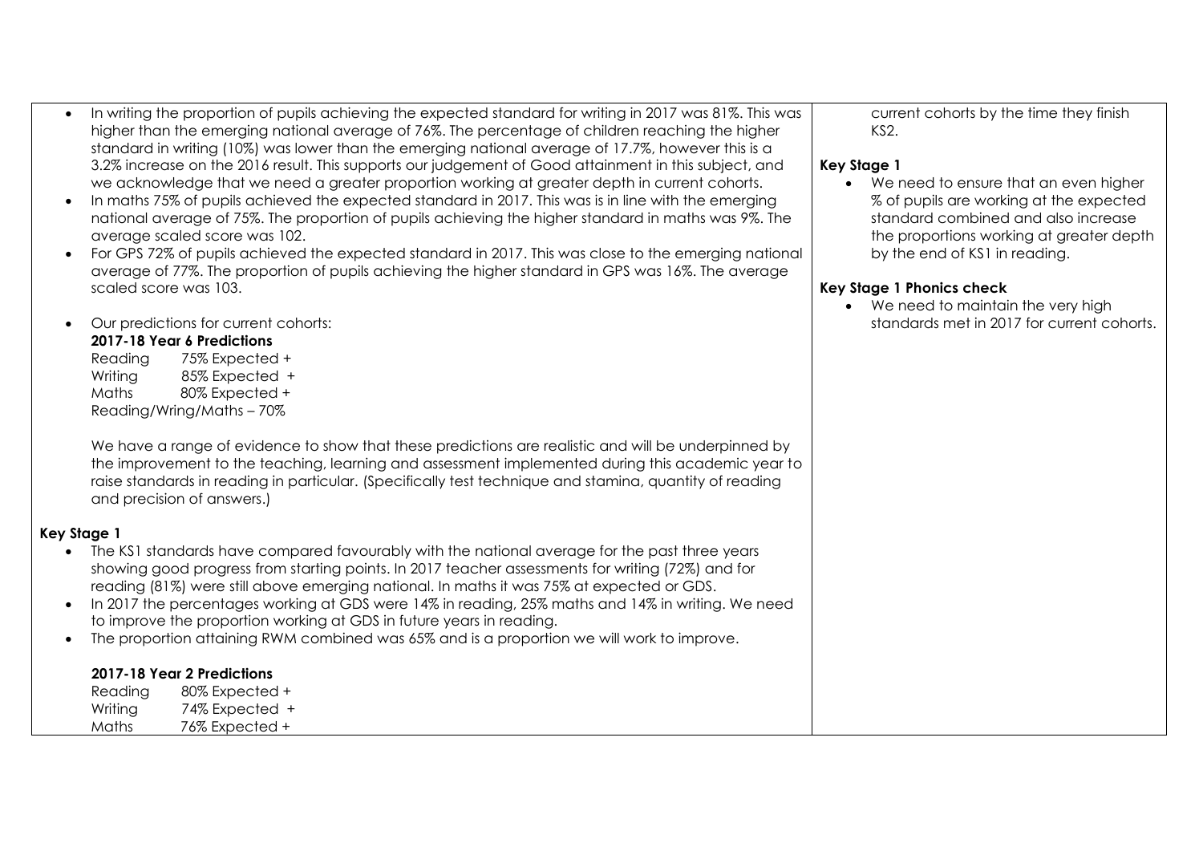- In writing the proportion of pupils achieving the expected standard for writing in 2017 was 81%. This was higher than the emerging national average of 76%. The percentage of children reaching the higher standard in writing (10%) was lower than the emerging national average of 17.7%, however this is a 3.2% increase on the 2016 result. This supports our judgement of Good attainment in this subject, and we acknowledge that we need a greater proportion working at greater depth in current cohorts.
- In maths 75% of pupils achieved the expected standard in 2017. This was is in line with the emerging national average of 75%. The proportion of pupils achieving the higher standard in maths was 9%. The average scaled score was 102.
- For GPS 72% of pupils achieved the expected standard in 2017. This was close to the emerging national average of 77%. The proportion of pupils achieving the higher standard in GPS was 16%. The average scaled score was 103.
- Our predictions for current cohorts:

  **2017-18 Year 6 Predictions**

  Reading 75% Expected +
  Writing 85% Expected +
  Maths 80% Expected +
  Reading/Wring/Maths – 70%

  We have a range of evidence to show that these predictions are realistic and will be underpinned by the improvement to the teaching, learning and assessment implemented during this academic year to raise standards in reading in particular. (Specifically test technique and stamina, quantity of reading and precision of answers.)

**Key Stage 1**

- The KS1 standards have compared favourably with the national average for the past three years showing good progress from starting points. In 2017 teacher assessments for writing (72%) and for reading (81%) were still above emerging national. In maths it was 75% at expected or GDS.
- In 2017 the percentages working at GDS were 14% in reading, 25% maths and 14% in writing. We need to improve the proportion working at GDS in future years in reading.
- The proportion attaining RWM combined was 65% and is a proportion we will work to improve.

  **2017-18 Year 2 Predictions**

  Reading 80% Expected +
  Writing 74% Expected +
  Maths 76% Expected +

current cohorts by the time they finish KS2.

**Key Stage 1**

- We need to ensure that an even higher % of pupils are working at the expected standard combined and also increase the proportions working at greater depth by the end of KS1 in reading.

**Key Stage 1 Phonics check**

- We need to maintain the very high standards met in 2017 for current cohorts.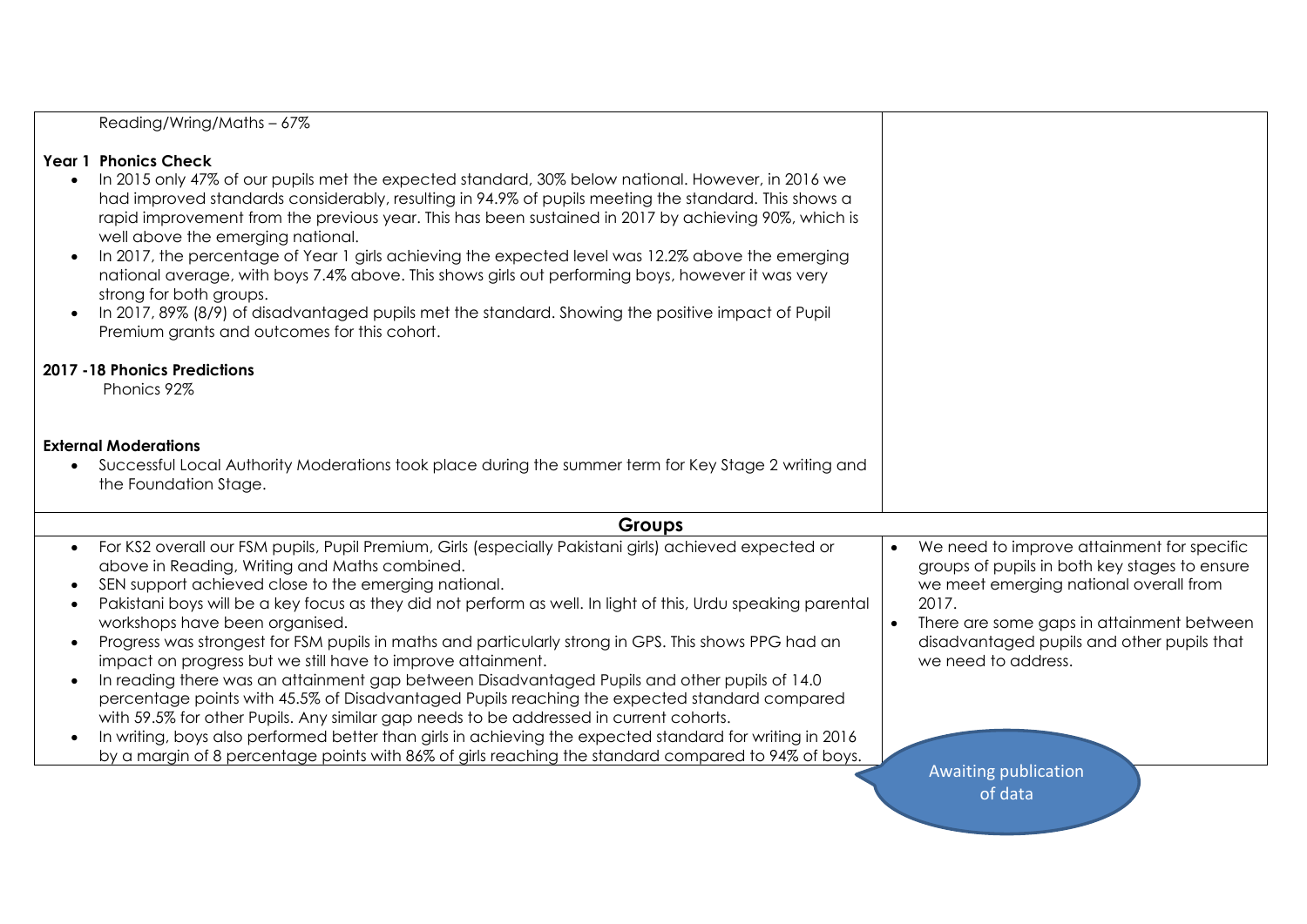| | |
|---|---|
| Reading/Wring/Maths – 67%<br><br>**Year 1 Phonics Check**<br>• In 2015 only 47% of our pupils met the expected standard, 30% below national. However, in 2016 we had improved standards considerably, resulting in 94.9% of pupils meeting the standard. This shows a rapid improvement from the previous year. This has been sustained in 2017 by achieving 90%, which is well above the emerging national.<br>• In 2017, the percentage of Year 1 girls achieving the expected level was 12.2% above the emerging national average, with boys 7.4% above. This shows girls out performing boys, however it was very strong for both groups.<br>• In 2017, 89% (8/9) of disadvantaged pupils met the standard. Showing the positive impact of Pupil Premium grants and outcomes for this cohort.<br><br>**2017 -18 Phonics Predictions**<br>Phonics 92%<br><br>**External Moderations**<br>• Successful Local Authority Moderations took place during the summer term for Key Stage 2 writing and the Foundation Stage. | |
| **Groups** | |
| • For KS2 overall our FSM pupils, Pupil Premium, Girls (especially Pakistani girls) achieved expected or above in Reading, Writing and Maths combined.<br>• SEN support achieved close to the emerging national.<br>• Pakistani boys will be a key focus as they did not perform as well. In light of this, Urdu speaking parental workshops have been organised.<br>• Progress was strongest for FSM pupils in maths and particularly strong in GPS. This shows PPG had an impact on progress but we still have to improve attainment.<br>• In reading there was an attainment gap between Disadvantaged Pupils and other pupils of 14.0 percentage points with 45.5% of Disadvantaged Pupils reaching the expected standard compared with 59.5% for other Pupils. Any similar gap needs to be addressed in current cohorts.<br>• In writing, boys also performed better than girls in achieving the expected standard for writing in 2016 by a margin of 8 percentage points with 86% of girls reaching the standard compared to 94% of boys. | • We need to improve attainment for specific groups of pupils in both key stages to ensure we meet emerging national overall from 2017.<br>• There are some gaps in attainment between disadvantaged pupils and other pupils that we need to address.<br><br>Awaiting publication of data |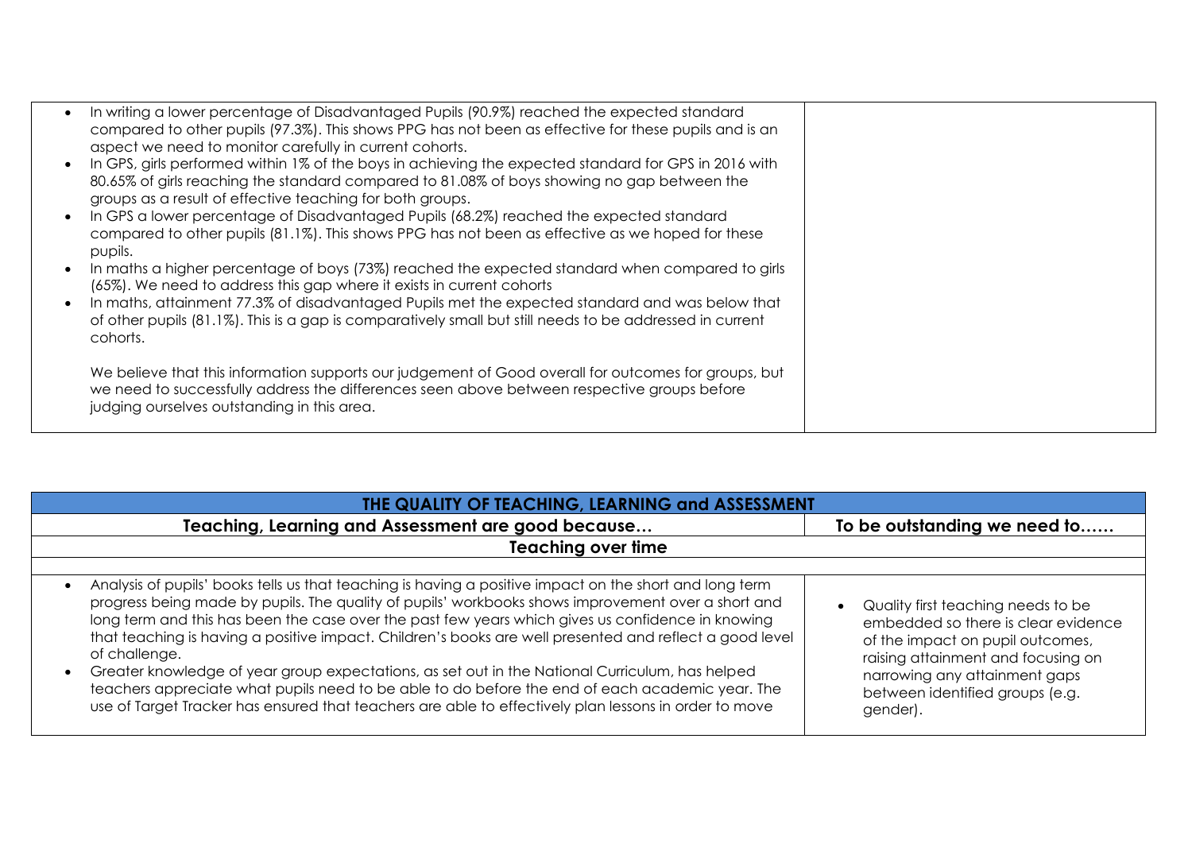| | |
|---|---|
| • In writing a lower percentage of Disadvantaged Pupils (90.9%) reached the expected standard compared to other pupils (97.3%). This shows PPG has not been as effective for these pupils and is an aspect we need to monitor carefully in current cohorts.<br>• In GPS, girls performed within 1% of the boys in achieving the expected standard for GPS in 2016 with 80.65% of girls reaching the standard compared to 81.08% of boys showing no gap between the groups as a result of effective teaching for both groups.<br>• In GPS a lower percentage of Disadvantaged Pupils (68.2%) reached the expected standard compared to other pupils (81.1%). This shows PPG has not been as effective as we hoped for these pupils.<br>• In maths a higher percentage of boys (73%) reached the expected standard when compared to girls (65%). We need to address this gap where it exists in current cohorts<br>• In maths, attainment 77.3% of disadvantaged Pupils met the expected standard and was below that of other pupils (81.1%). This is a gap is comparatively small but still needs to be addressed in current cohorts.<br><br>We believe that this information supports our judgement of Good overall for outcomes for groups, but we need to successfully address the differences seen above between respective groups before judging ourselves outstanding in this area. | |

| **THE QUALITY OF TEACHING, LEARNING and ASSESSMENT** | |
|---|---|
| **Teaching, Learning and Assessment are good because…** | **To be outstanding we need to……** |
| **Teaching over time** | |
| | |
| • Analysis of pupils' books tells us that teaching is having a positive impact on the short and long term progress being made by pupils. The quality of pupils' workbooks shows improvement over a short and long term and this has been the case over the past few years which gives us confidence in knowing that teaching is having a positive impact. Children's books are well presented and reflect a good level of challenge.<br>• Greater knowledge of year group expectations, as set out in the National Curriculum, has helped teachers appreciate what pupils need to be able to do before the end of each academic year. The use of Target Tracker has ensured that teachers are able to effectively plan lessons in order to move | • Quality first teaching needs to be embedded so there is clear evidence of the impact on pupil outcomes, raising attainment and focusing on narrowing any attainment gaps between identified groups (e.g. gender). |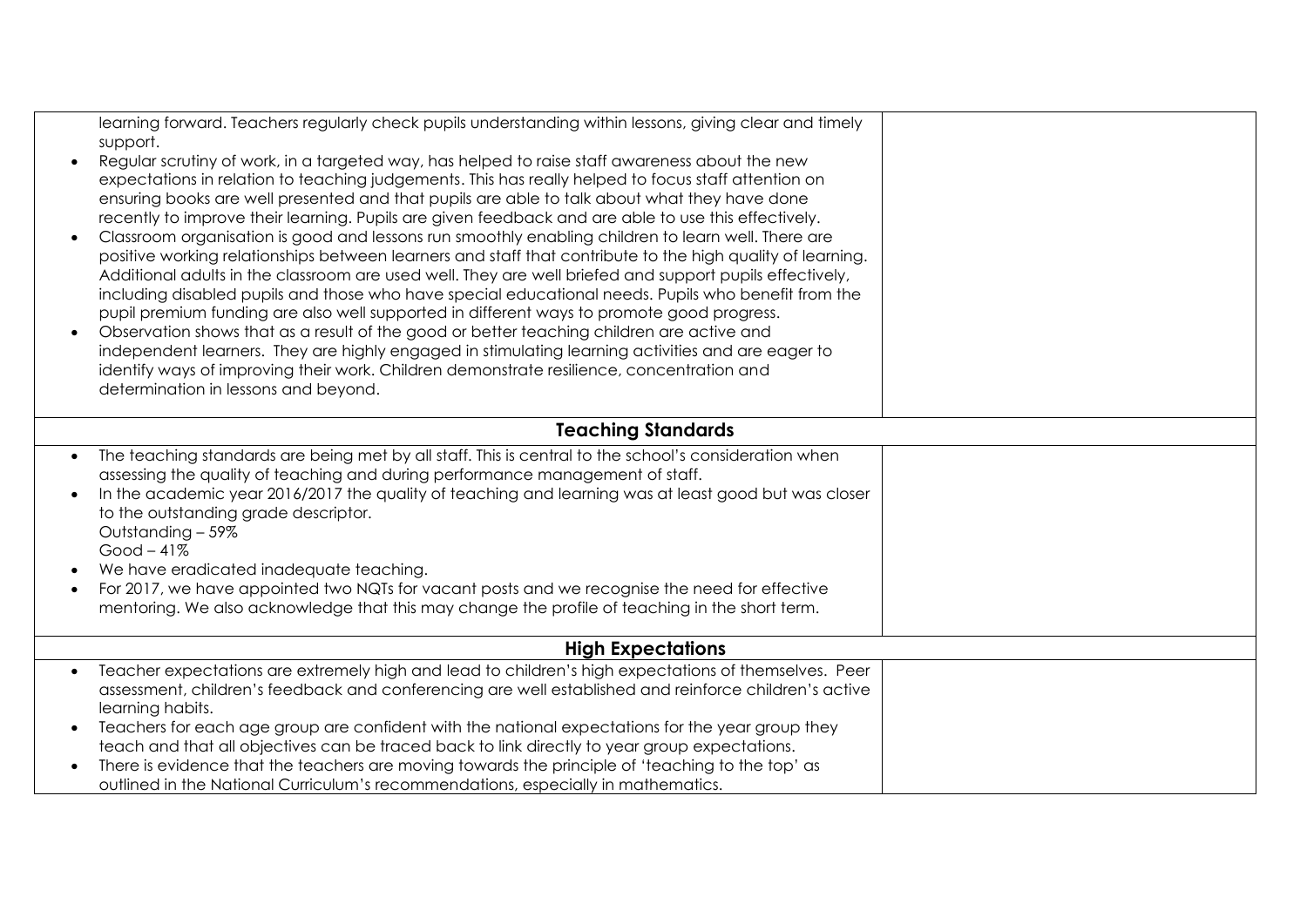| | |
|---|---|
| learning forward. Teachers regularly check pupils understanding within lessons, giving clear and timely support.<br>• Regular scrutiny of work, in a targeted way, has helped to raise staff awareness about the new expectations in relation to teaching judgements. This has really helped to focus staff attention on ensuring books are well presented and that pupils are able to talk about what they have done recently to improve their learning. Pupils are given feedback and are able to use this effectively.<br>• Classroom organisation is good and lessons run smoothly enabling children to learn well. There are positive working relationships between learners and staff that contribute to the high quality of learning. Additional adults in the classroom are used well. They are well briefed and support pupils effectively, including disabled pupils and those who have special educational needs. Pupils who benefit from the pupil premium funding are also well supported in different ways to promote good progress.<br>• Observation shows that as a result of the good or better teaching children are active and independent learners. They are highly engaged in stimulating learning activities and are eager to identify ways of improving their work. Children demonstrate resilience, concentration and determination in lessons and beyond. | |
| **Teaching Standards** | |
| • The teaching standards are being met by all staff. This is central to the school's consideration when assessing the quality of teaching and during performance management of staff.<br>• In the academic year 2016/2017 the quality of teaching and learning was at least good but was closer to the outstanding grade descriptor.<br>Outstanding – 59%<br>Good – 41%<br>• We have eradicated inadequate teaching.<br>• For 2017, we have appointed two NQTs for vacant posts and we recognise the need for effective mentoring. We also acknowledge that this may change the profile of teaching in the short term. | |
| **High Expectations** | |
| • Teacher expectations are extremely high and lead to children's high expectations of themselves. Peer assessment, children's feedback and conferencing are well established and reinforce children's active learning habits.<br>• Teachers for each age group are confident with the national expectations for the year group they teach and that all objectives can be traced back to link directly to year group expectations.<br>• There is evidence that the teachers are moving towards the principle of 'teaching to the top' as outlined in the National Curriculum's recommendations, especially in mathematics. | |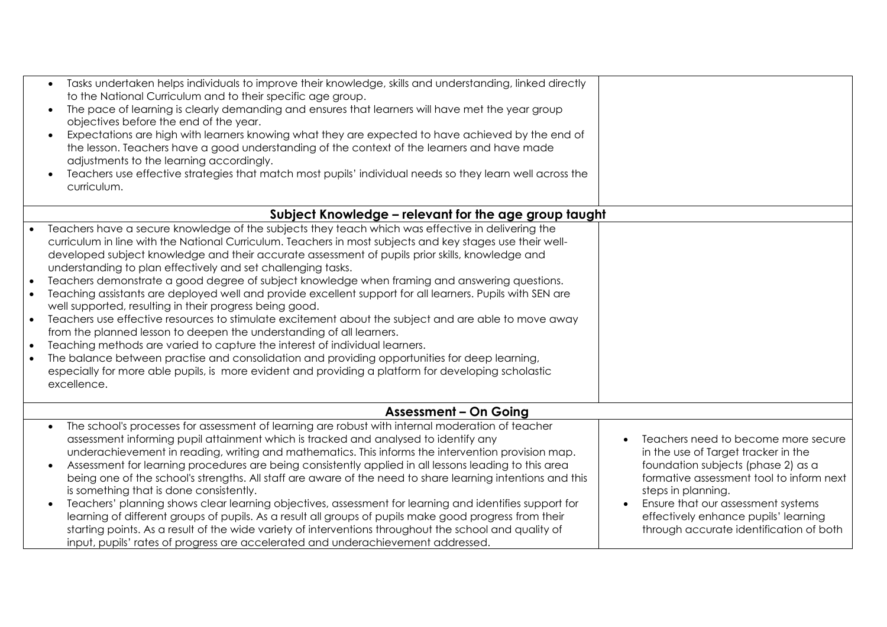| | |
|---|---|
| • Tasks undertaken helps individuals to improve their knowledge, skills and understanding, linked directly to the National Curriculum and to their specific age group.<br>• The pace of learning is clearly demanding and ensures that learners will have met the year group objectives before the end of the year.<br>• Expectations are high with learners knowing what they are expected to have achieved by the end of the lesson. Teachers have a good understanding of the context of the learners and have made adjustments to the learning accordingly.<br>• Teachers use effective strategies that match most pupils' individual needs so they learn well across the curriculum. | |
| **Subject Knowledge – relevant for the age group taught** | |
| • Teachers have a secure knowledge of the subjects they teach which was effective in delivering the curriculum in line with the National Curriculum. Teachers in most subjects and key stages use their well-developed subject knowledge and their accurate assessment of pupils prior skills, knowledge and understanding to plan effectively and set challenging tasks.<br>• Teachers demonstrate a good degree of subject knowledge when framing and answering questions.<br>• Teaching assistants are deployed well and provide excellent support for all learners. Pupils with SEN are well supported, resulting in their progress being good.<br>• Teachers use effective resources to stimulate excitement about the subject and are able to move away from the planned lesson to deepen the understanding of all learners.<br>• Teaching methods are varied to capture the interest of individual learners.<br>• The balance between practise and consolidation and providing opportunities for deep learning, especially for more able pupils, is more evident and providing a platform for developing scholastic excellence. | |
| **Assessment – On Going** | |
| • The school's processes for assessment of learning are robust with internal moderation of teacher assessment informing pupil attainment which is tracked and analysed to identify any underachievement in reading, writing and mathematics. This informs the intervention provision map.<br>• Assessment for learning procedures are being consistently applied in all lessons leading to this area being one of the school's strengths. All staff are aware of the need to share learning intentions and this is something that is done consistently.<br>• Teachers' planning shows clear learning objectives, assessment for learning and identifies support for learning of different groups of pupils. As a result all groups of pupils make good progress from their starting points. As a result of the wide variety of interventions throughout the school and quality of input, pupils' rates of progress are accelerated and underachievement addressed. | • Teachers need to become more secure in the use of Target tracker in the foundation subjects (phase 2) as a formative assessment tool to inform next steps in planning.<br>• Ensure that our assessment systems effectively enhance pupils' learning through accurate identification of both |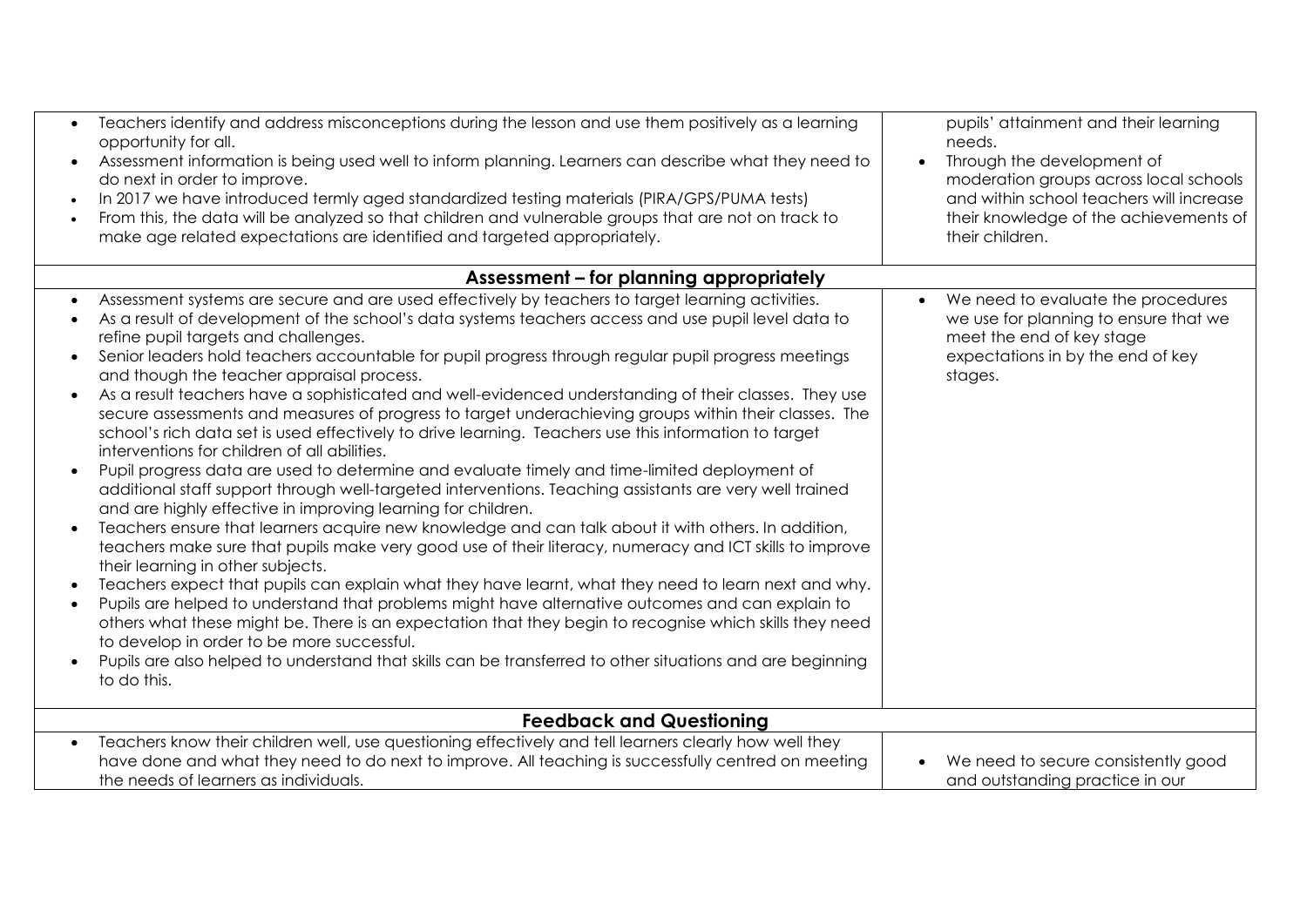| | |
|---|---|
| • Teachers identify and address misconceptions during the lesson and use them positively as a learning opportunity for all.<br>• Assessment information is being used well to inform planning. Learners can describe what they need to do next in order to improve.<br>• In 2017 we have introduced termly aged standardized testing materials (PIRA/GPS/PUMA tests)<br>• From this, the data will be analyzed so that children and vulnerable groups that are not on track to make age related expectations are identified and targeted appropriately. | pupils' attainment and their learning needs.<br>• Through the development of moderation groups across local schools and within school teachers will increase their knowledge of the achievements of their children. |
| **Assessment – for planning appropriately** | |
| • Assessment systems are secure and are used effectively by teachers to target learning activities.<br>• As a result of development of the school's data systems teachers access and use pupil level data to refine pupil targets and challenges.<br>• Senior leaders hold teachers accountable for pupil progress through regular pupil progress meetings and though the teacher appraisal process.<br>• As a result teachers have a sophisticated and well-evidenced understanding of their classes. They use secure assessments and measures of progress to target underachieving groups within their classes. The school's rich data set is used effectively to drive learning. Teachers use this information to target interventions for children of all abilities.<br>• Pupil progress data are used to determine and evaluate timely and time-limited deployment of additional staff support through well-targeted interventions. Teaching assistants are very well trained and are highly effective in improving learning for children.<br>• Teachers ensure that learners acquire new knowledge and can talk about it with others. In addition, teachers make sure that pupils make very good use of their literacy, numeracy and ICT skills to improve their learning in other subjects.<br>• Teachers expect that pupils can explain what they have learnt, what they need to learn next and why.<br>• Pupils are helped to understand that problems might have alternative outcomes and can explain to others what these might be. There is an expectation that they begin to recognise which skills they need to develop in order to be more successful.<br>• Pupils are also helped to understand that skills can be transferred to other situations and are beginning to do this. | • We need to evaluate the procedures we use for planning to ensure that we meet the end of key stage expectations in by the end of key stages. |
| **Feedback and Questioning** | |
| • Teachers know their children well, use questioning effectively and tell learners clearly how well they have done and what they need to do next to improve. All teaching is successfully centred on meeting the needs of learners as individuals. | • We need to secure consistently good and outstanding practice in our |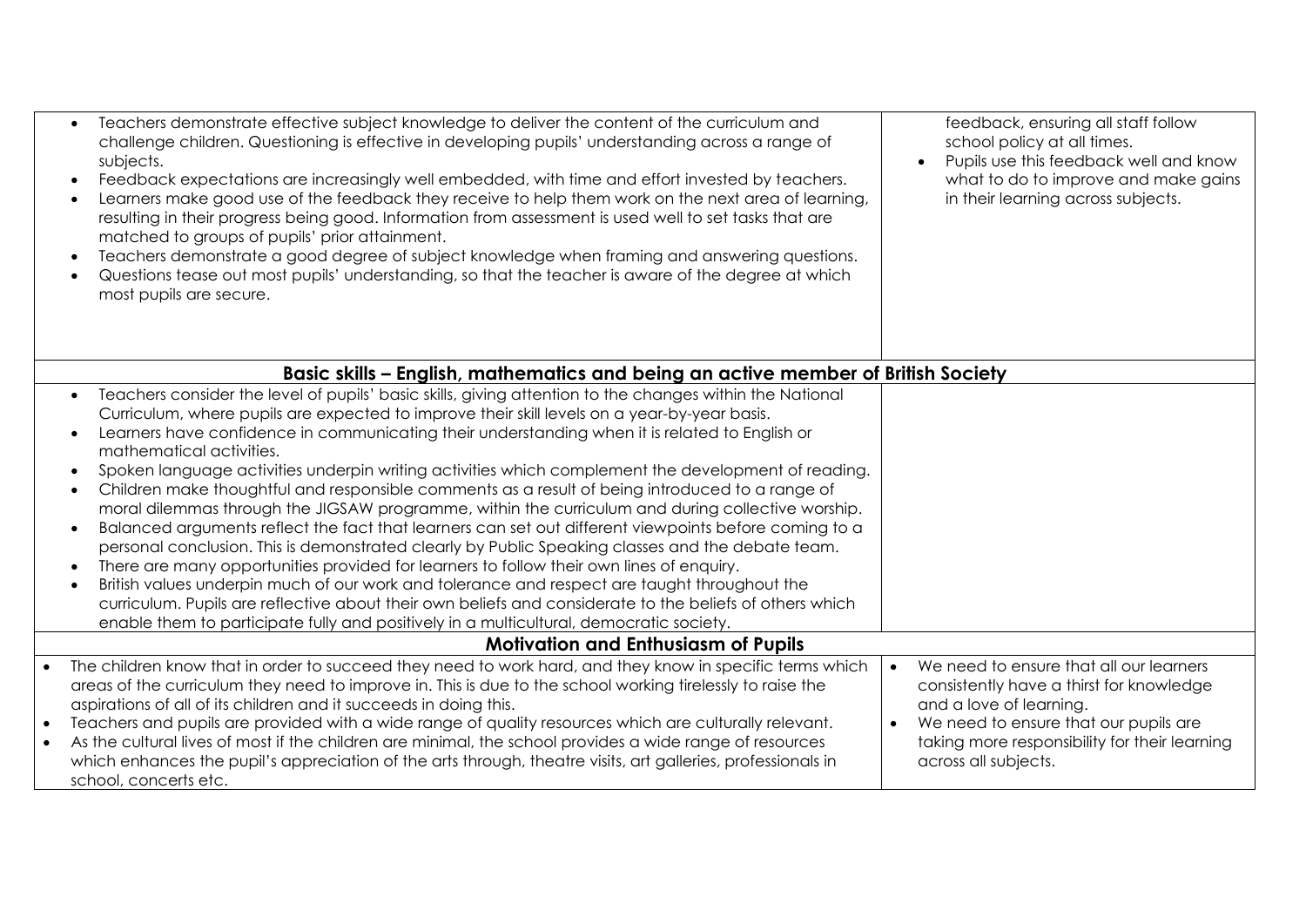| | |
|---|---|
| • Teachers demonstrate effective subject knowledge to deliver the content of the curriculum and challenge children. Questioning is effective in developing pupils' understanding across a range of subjects.<br>• Feedback expectations are increasingly well embedded, with time and effort invested by teachers.<br>• Learners make good use of the feedback they receive to help them work on the next area of learning, resulting in their progress being good. Information from assessment is used well to set tasks that are matched to groups of pupils' prior attainment.<br>• Teachers demonstrate a good degree of subject knowledge when framing and answering questions.<br>• Questions tease out most pupils' understanding, so that the teacher is aware of the degree at which most pupils are secure. | feedback, ensuring all staff follow school policy at all times.<br>• Pupils use this feedback well and know what to do to improve and make gains in their learning across subjects. |
| **Basic skills – English, mathematics and being an active member of British Society** | |
| • Teachers consider the level of pupils' basic skills, giving attention to the changes within the National Curriculum, where pupils are expected to improve their skill levels on a year-by-year basis.<br>• Learners have confidence in communicating their understanding when it is related to English or mathematical activities.<br>• Spoken language activities underpin writing activities which complement the development of reading.<br>• Children make thoughtful and responsible comments as a result of being introduced to a range of moral dilemmas through the JIGSAW programme, within the curriculum and during collective worship.<br>• Balanced arguments reflect the fact that learners can set out different viewpoints before coming to a personal conclusion. This is demonstrated clearly by Public Speaking classes and the debate team.<br>• There are many opportunities provided for learners to follow their own lines of enquiry.<br>• British values underpin much of our work and tolerance and respect are taught throughout the curriculum. Pupils are reflective about their own beliefs and considerate to the beliefs of others which enable them to participate fully and positively in a multicultural, democratic society. | |
| **Motivation and Enthusiasm of Pupils** | |
| • The children know that in order to succeed they need to work hard, and they know in specific terms which areas of the curriculum they need to improve in. This is due to the school working tirelessly to raise the aspirations of all of its children and it succeeds in doing this.<br>• Teachers and pupils are provided with a wide range of quality resources which are culturally relevant.<br>• As the cultural lives of most if the children are minimal, the school provides a wide range of resources which enhances the pupil's appreciation of the arts through, theatre visits, art galleries, professionals in school, concerts etc. | • We need to ensure that all our learners consistently have a thirst for knowledge and a love of learning.<br>• We need to ensure that our pupils are taking more responsibility for their learning across all subjects. |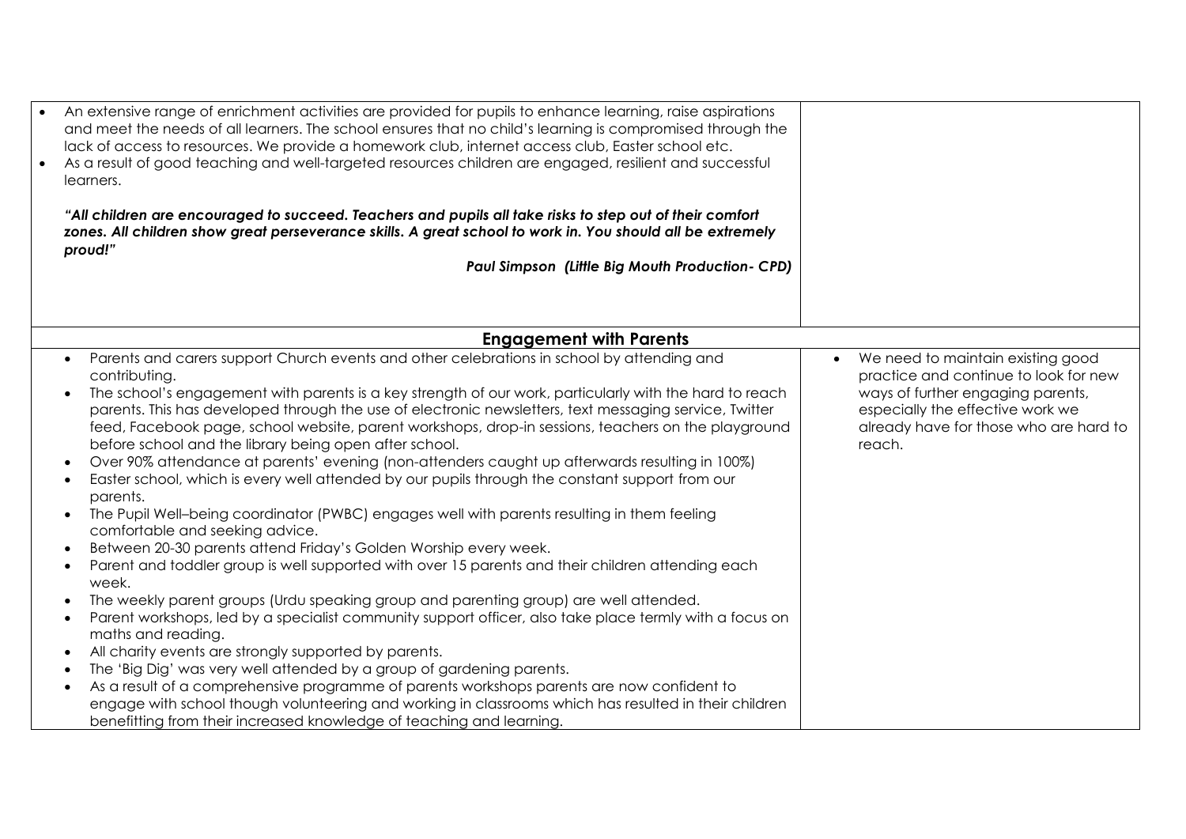| | |
|---|---|
| • An extensive range of enrichment activities are provided for pupils to enhance learning, raise aspirations and meet the needs of all learners. The school ensures that no child's learning is compromised through the lack of access to resources. We provide a homework club, internet access club, Easter school etc.<br>• As a result of good teaching and well-targeted resources children are engaged, resilient and successful learners.<br><br>***"All children are encouraged to succeed. Teachers and pupils all take risks to step out of their comfort zones. All children show great perseverance skills. A great school to work in. You should all be extremely proud!"***<br>***Paul Simpson (Little Big Mouth Production- CPD)*** | |
| **Engagement with Parents** | |
| • Parents and carers support Church events and other celebrations in school by attending and contributing.<br>• The school's engagement with parents is a key strength of our work, particularly with the hard to reach parents. This has developed through the use of electronic newsletters, text messaging service, Twitter feed, Facebook page, school website, parent workshops, drop-in sessions, teachers on the playground before school and the library being open after school.<br>• Over 90% attendance at parents' evening (non-attenders caught up afterwards resulting in 100%)<br>• Easter school, which is every well attended by our pupils through the constant support from our parents.<br>• The Pupil Well–being coordinator (PWBC) engages well with parents resulting in them feeling comfortable and seeking advice.<br>• Between 20-30 parents attend Friday's Golden Worship every week.<br>• Parent and toddler group is well supported with over 15 parents and their children attending each week.<br>• The weekly parent groups (Urdu speaking group and parenting group) are well attended.<br>• Parent workshops, led by a specialist community support officer, also take place termly with a focus on maths and reading.<br>• All charity events are strongly supported by parents.<br>• The 'Big Dig' was very well attended by a group of gardening parents.<br>• As a result of a comprehensive programme of parents workshops parents are now confident to engage with school though volunteering and working in classrooms which has resulted in their children benefitting from their increased knowledge of teaching and learning. | • We need to maintain existing good practice and continue to look for new ways of further engaging parents, especially the effective work we already have for those who are hard to reach. |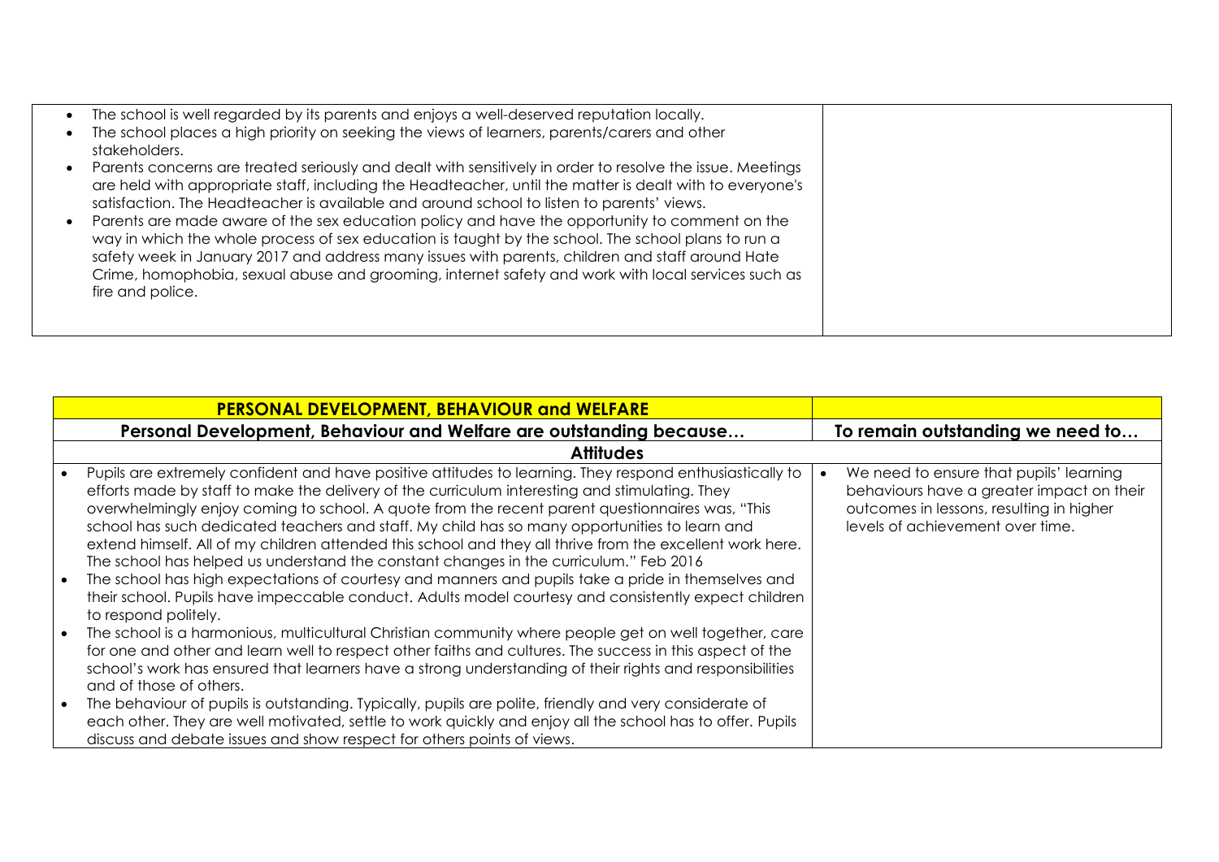| | |
|---|---|
| • The school is well regarded by its parents and enjoys a well-deserved reputation locally.<br>• The school places a high priority on seeking the views of learners, parents/carers and other stakeholders.<br>• Parents concerns are treated seriously and dealt with sensitively in order to resolve the issue. Meetings are held with appropriate staff, including the Headteacher, until the matter is dealt with to everyone's satisfaction. The Headteacher is available and around school to listen to parents' views.<br>• Parents are made aware of the sex education policy and have the opportunity to comment on the way in which the whole process of sex education is taught by the school. The school plans to run a safety week in January 2017 and address many issues with parents, children and staff around Hate Crime, homophobia, sexual abuse and grooming, internet safety and work with local services such as fire and police. | |

| **PERSONAL DEVELOPMENT, BEHAVIOUR and WELFARE** | |
|---|---|
| **Personal Development, Behaviour and Welfare are outstanding because…** | **To remain outstanding we need to…** |
| **Attitudes** | |
| • Pupils are extremely confident and have positive attitudes to learning. They respond enthusiastically to efforts made by staff to make the delivery of the curriculum interesting and stimulating. They overwhelmingly enjoy coming to school. A quote from the recent parent questionnaires was, "This school has such dedicated teachers and staff. My child has so many opportunities to learn and extend himself. All of my children attended this school and they all thrive from the excellent work here. The school has helped us understand the constant changes in the curriculum." Feb 2016<br>• The school has high expectations of courtesy and manners and pupils take a pride in themselves and their school. Pupils have impeccable conduct. Adults model courtesy and consistently expect children to respond politely.<br>• The school is a harmonious, multicultural Christian community where people get on well together, care for one and other and learn well to respect other faiths and cultures. The success in this aspect of the school's work has ensured that learners have a strong understanding of their rights and responsibilities and of those of others.<br>• The behaviour of pupils is outstanding. Typically, pupils are polite, friendly and very considerate of each other. They are well motivated, settle to work quickly and enjoy all the school has to offer. Pupils discuss and debate issues and show respect for others points of views. | • We need to ensure that pupils' learning behaviours have a greater impact on their outcomes in lessons, resulting in higher levels of achievement over time. |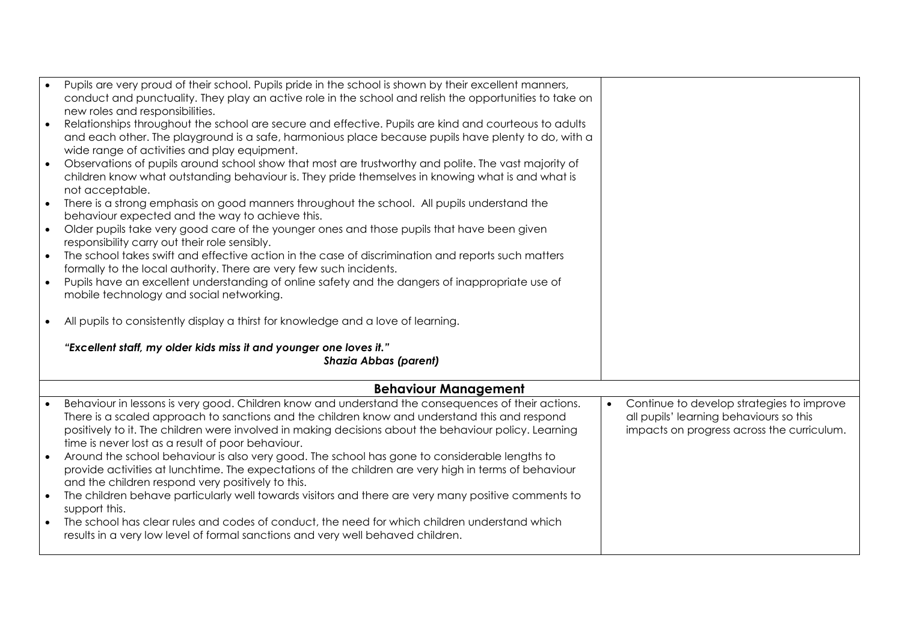| | |
|---|---|
| • Pupils are very proud of their school. Pupils pride in the school is shown by their excellent manners, conduct and punctuality. They play an active role in the school and relish the opportunities to take on new roles and responsibilities.<br>• Relationships throughout the school are secure and effective. Pupils are kind and courteous to adults and each other. The playground is a safe, harmonious place because pupils have plenty to do, with a wide range of activities and play equipment.<br>• Observations of pupils around school show that most are trustworthy and polite. The vast majority of children know what outstanding behaviour is. They pride themselves in knowing what is and what is not acceptable.<br>• There is a strong emphasis on good manners throughout the school. All pupils understand the behaviour expected and the way to achieve this.<br>• Older pupils take very good care of the younger ones and those pupils that have been given responsibility carry out their role sensibly.<br>• The school takes swift and effective action in the case of discrimination and reports such matters formally to the local authority. There are very few such incidents.<br>• Pupils have an excellent understanding of online safety and the dangers of inappropriate use of mobile technology and social networking.<br><br>• All pupils to consistently display a thirst for knowledge and a love of learning.<br><br>***"Excellent staff, my older kids miss it and younger one loves it."***<br>***Shazia Abbas (parent)*** | |
| **Behaviour Management** | |
| • Behaviour in lessons is very good. Children know and understand the consequences of their actions. There is a scaled approach to sanctions and the children know and understand this and respond positively to it. The children were involved in making decisions about the behaviour policy. Learning time is never lost as a result of poor behaviour.<br>• Around the school behaviour is also very good. The school has gone to considerable lengths to provide activities at lunchtime. The expectations of the children are very high in terms of behaviour and the children respond very positively to this.<br>• The children behave particularly well towards visitors and there are very many positive comments to support this.<br>• The school has clear rules and codes of conduct, the need for which children understand which results in a very low level of formal sanctions and very well behaved children. | • Continue to develop strategies to improve all pupils' learning behaviours so this impacts on progress across the curriculum. |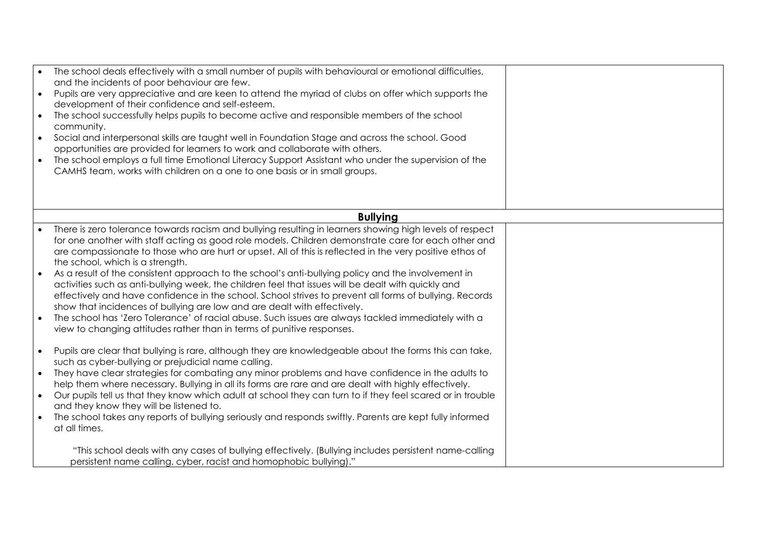| | |
|---|---|
| • The school deals effectively with a small number of pupils with behavioural or emotional difficulties, and the incidents of poor behaviour are few.<br>• Pupils are very appreciative and are keen to attend the myriad of clubs on offer which supports the development of their confidence and self-esteem.<br>• The school successfully helps pupils to become active and responsible members of the school community.<br>• Social and interpersonal skills are taught well in Foundation Stage and across the school. Good opportunities are provided for learners to work and collaborate with others.<br>• The school employs a full time Emotional Literacy Support Assistant who under the supervision of the CAMHS team, works with children on a one to one basis or in small groups. | |
| **Bullying** | |
| • There is zero tolerance towards racism and bullying resulting in learners showing high levels of respect for one another with staff acting as good role models. Children demonstrate care for each other and are compassionate to those who are hurt or upset. All of this is reflected in the very positive ethos of the school, which is a strength.<br>• As a result of the consistent approach to the school's anti-bullying policy and the involvement in activities such as anti-bullying week, the children feel that issues will be dealt with quickly and effectively and have confidence in the school. School strives to prevent all forms of bullying. Records show that incidences of bullying are low and are dealt with effectively.<br>• The school has 'Zero Tolerance' of racial abuse. Such issues are always tackled immediately with a view to changing attitudes rather than in terms of punitive responses.<br><br>• Pupils are clear that bullying is rare, although they are knowledgeable about the forms this can take, such as cyber-bullying or prejudicial name calling.<br>• They have clear strategies for combating any minor problems and have confidence in the adults to help them where necessary. Bullying in all its forms are rare and are dealt with highly effectively.<br>• Our pupils tell us that they know which adult at school they can turn to if they feel scared or in trouble and they know they will be listened to.<br>• The school takes any reports of bullying seriously and responds swiftly. Parents are kept fully informed at all times.<br><br>"This school deals with any cases of bullying effectively. (Bullying includes persistent name-calling persistent name calling, cyber, racist and homophobic bullying)." | |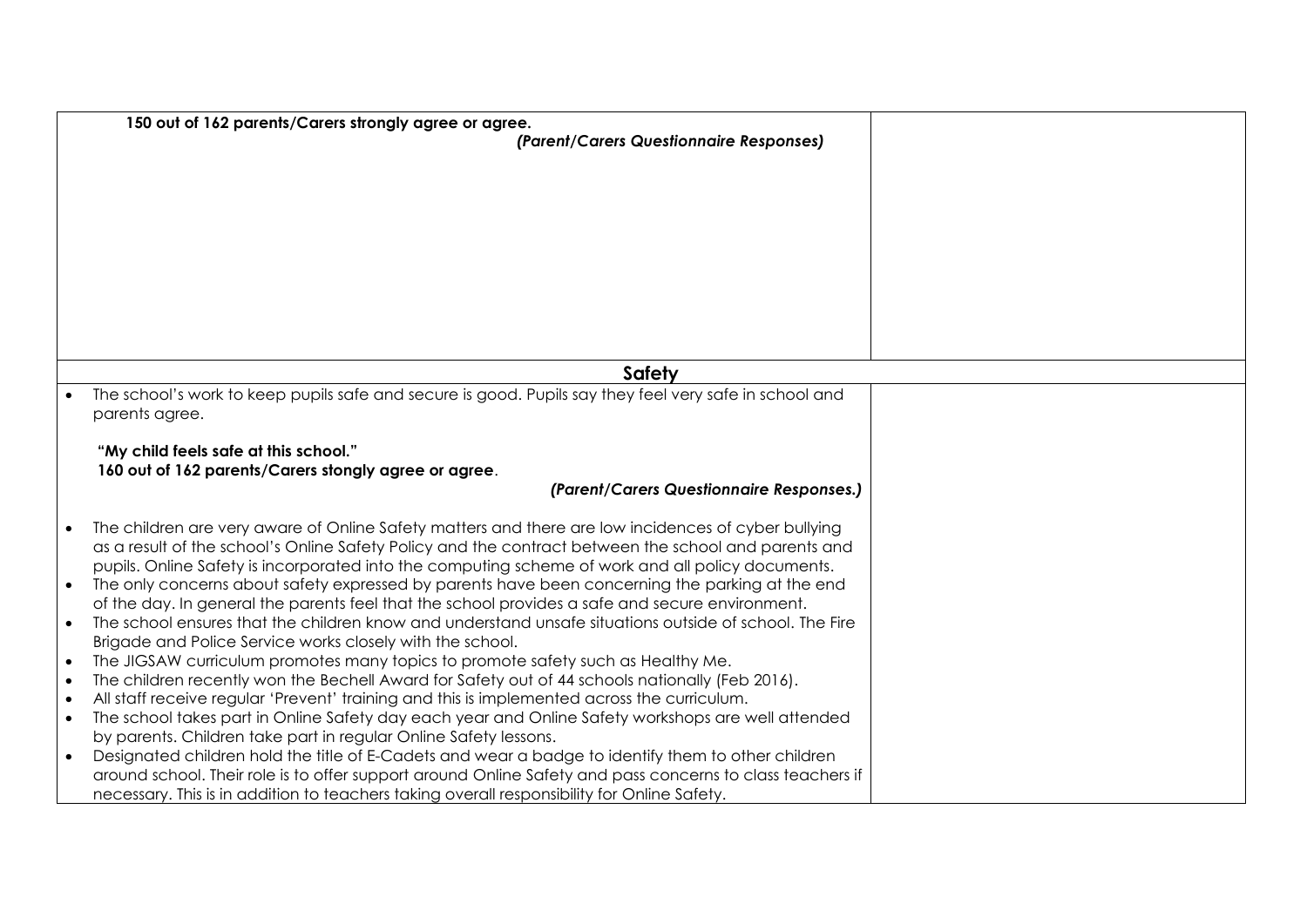| | |
|---|---|
| **150 out of 162 parents/Carers strongly agree or agree.**<br>***(Parent/Carers Questionnaire Responses)*** | |
| **Safety** | |
| • The school's work to keep pupils safe and secure is good. Pupils say they feel very safe in school and parents agree.<br><br>**"My child feels safe at this school."**<br>**160 out of 162 parents/Carers stongly agree or agree**.<br>***(Parent/Carers Questionnaire Responses.)***<br><br>• The children are very aware of Online Safety matters and there are low incidences of cyber bullying as a result of the school's Online Safety Policy and the contract between the school and parents and pupils. Online Safety is incorporated into the computing scheme of work and all policy documents.<br>• The only concerns about safety expressed by parents have been concerning the parking at the end of the day. In general the parents feel that the school provides a safe and secure environment.<br>• The school ensures that the children know and understand unsafe situations outside of school. The Fire Brigade and Police Service works closely with the school.<br>• The JIGSAW curriculum promotes many topics to promote safety such as Healthy Me.<br>• The children recently won the Bechell Award for Safety out of 44 schools nationally (Feb 2016).<br>• All staff receive regular 'Prevent' training and this is implemented across the curriculum.<br>• The school takes part in Online Safety day each year and Online Safety workshops are well attended by parents. Children take part in regular Online Safety lessons.<br>• Designated children hold the title of E-Cadets and wear a badge to identify them to other children around school. Their role is to offer support around Online Safety and pass concerns to class teachers if necessary. This is in addition to teachers taking overall responsibility for Online Safety. | |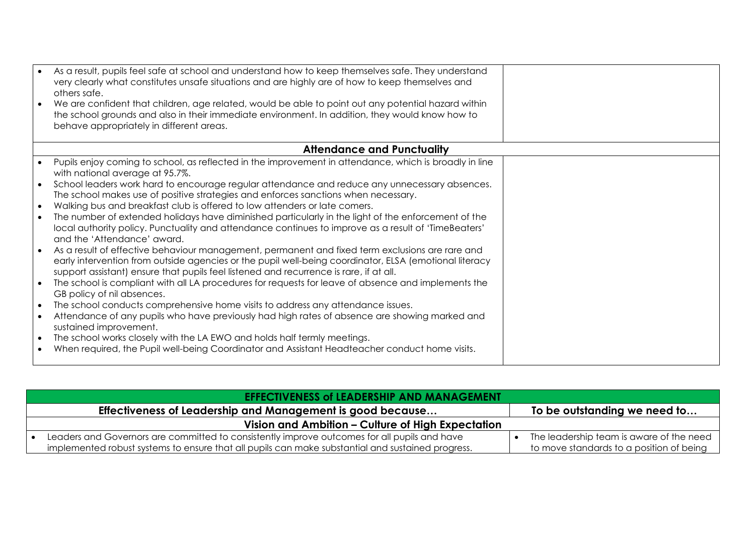| | |
|---|---|
| • As a result, pupils feel safe at school and understand how to keep themselves safe. They understand very clearly what constitutes unsafe situations and are highly are of how to keep themselves and others safe.<br>• We are confident that children, age related, would be able to point out any potential hazard within the school grounds and also in their immediate environment. In addition, they would know how to behave appropriately in different areas. | |
| **Attendance and Punctuality** | |
| • Pupils enjoy coming to school, as reflected in the improvement in attendance, which is broadly in line with national average at 95.7%.<br>• School leaders work hard to encourage regular attendance and reduce any unnecessary absences. The school makes use of positive strategies and enforces sanctions when necessary.<br>• Walking bus and breakfast club is offered to low attenders or late comers.<br>• The number of extended holidays have diminished particularly in the light of the enforcement of the local authority policy. Punctuality and attendance continues to improve as a result of 'TimeBeaters' and the 'Attendance' award.<br>• As a result of effective behaviour management, permanent and fixed term exclusions are rare and early intervention from outside agencies or the pupil well-being coordinator, ELSA (emotional literacy support assistant) ensure that pupils feel listened and recurrence is rare, if at all.<br>• The school is compliant with all LA procedures for requests for leave of absence and implements the GB policy of nil absences.<br>• The school conducts comprehensive home visits to address any attendance issues.<br>• Attendance of any pupils who have previously had high rates of absence are showing marked and sustained improvement.<br>• The school works closely with the LA EWO and holds half termly meetings.<br>• When required, the Pupil well-being Coordinator and Assistant Headteacher conduct home visits. | |

| EFFECTIVENESS of LEADERSHIP AND MANAGEMENT | |
|---|---|
| **Effectiveness of Leadership and Management is good because…** | **To be outstanding we need to…** |
| **Vision and Ambition – Culture of High Expectation** | |
| • Leaders and Governors are committed to consistently improve outcomes for all pupils and have implemented robust systems to ensure that all pupils can make substantial and sustained progress. | • The leadership team is aware of the need to move standards to a position of being |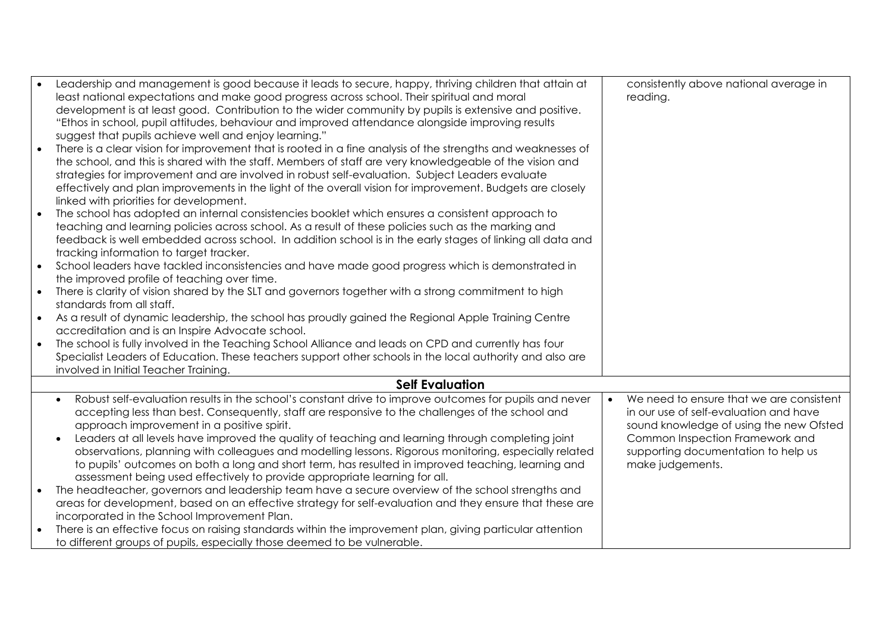| | |
|---|---|
| • Leadership and management is good because it leads to secure, happy, thriving children that attain at least national expectations and make good progress across school. Their spiritual and moral development is at least good. Contribution to the wider community by pupils is extensive and positive. "Ethos in school, pupil attitudes, behaviour and improved attendance alongside improving results suggest that pupils achieve well and enjoy learning."<br>• There is a clear vision for improvement that is rooted in a fine analysis of the strengths and weaknesses of the school, and this is shared with the staff. Members of staff are very knowledgeable of the vision and strategies for improvement and are involved in robust self-evaluation. Subject Leaders evaluate effectively and plan improvements in the light of the overall vision for improvement. Budgets are closely linked with priorities for development.<br>• The school has adopted an internal consistencies booklet which ensures a consistent approach to teaching and learning policies across school. As a result of these policies such as the marking and feedback is well embedded across school. In addition school is in the early stages of linking all data and tracking information to target tracker.<br>• School leaders have tackled inconsistencies and have made good progress which is demonstrated in the improved profile of teaching over time.<br>• There is clarity of vision shared by the SLT and governors together with a strong commitment to high standards from all staff.<br>• As a result of dynamic leadership, the school has proudly gained the Regional Apple Training Centre accreditation and is an Inspire Advocate school.<br>• The school is fully involved in the Teaching School Alliance and leads on CPD and currently has four Specialist Leaders of Education. These teachers support other schools in the local authority and also are involved in Initial Teacher Training. | consistently above national average in reading. |
| **Self Evaluation** | |
| • Robust self-evaluation results in the school's constant drive to improve outcomes for pupils and never accepting less than best. Consequently, staff are responsive to the challenges of the school and approach improvement in a positive spirit.<br>• Leaders at all levels have improved the quality of teaching and learning through completing joint observations, planning with colleagues and modelling lessons. Rigorous monitoring, especially related to pupils' outcomes on both a long and short term, has resulted in improved teaching, learning and assessment being used effectively to provide appropriate learning for all.<br>• The headteacher, governors and leadership team have a secure overview of the school strengths and areas for development, based on an effective strategy for self-evaluation and they ensure that these are incorporated in the School Improvement Plan.<br>• There is an effective focus on raising standards within the improvement plan, giving particular attention to different groups of pupils, especially those deemed to be vulnerable. | • We need to ensure that we are consistent in our use of self-evaluation and have sound knowledge of using the new Ofsted Common Inspection Framework and supporting documentation to help us make judgements. |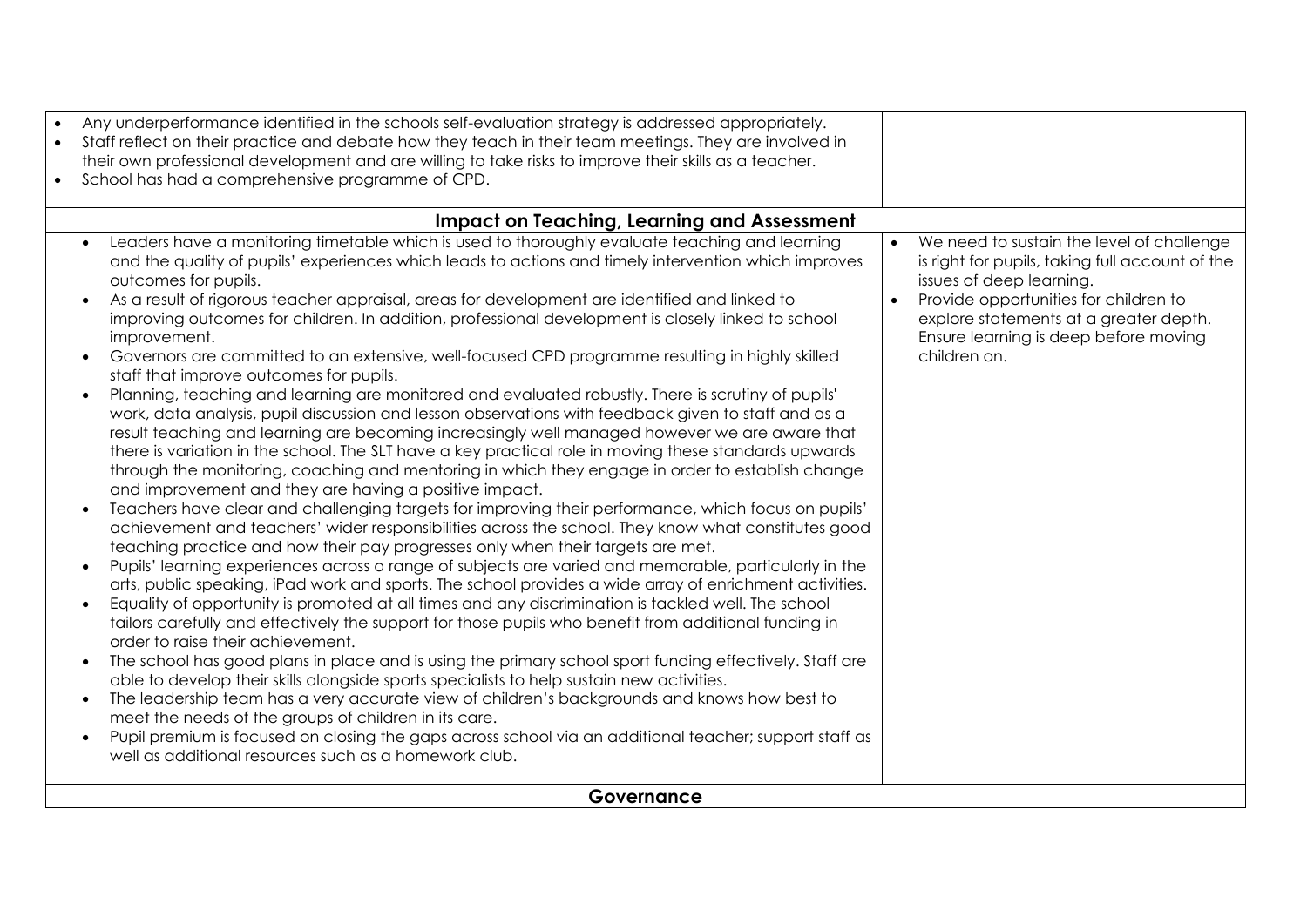| | |
|---|---|
| • Any underperformance identified in the schools self-evaluation strategy is addressed appropriately.<br>• Staff reflect on their practice and debate how they teach in their team meetings. They are involved in their own professional development and are willing to take risks to improve their skills as a teacher.<br>• School has had a comprehensive programme of CPD. | |
| **Impact on Teaching, Learning and Assessment** | |
| • Leaders have a monitoring timetable which is used to thoroughly evaluate teaching and learning and the quality of pupils' experiences which leads to actions and timely intervention which improves outcomes for pupils.<br>• As a result of rigorous teacher appraisal, areas for development are identified and linked to improving outcomes for children. In addition, professional development is closely linked to school improvement.<br>• Governors are committed to an extensive, well-focused CPD programme resulting in highly skilled staff that improve outcomes for pupils.<br>• Planning, teaching and learning are monitored and evaluated robustly. There is scrutiny of pupils' work, data analysis, pupil discussion and lesson observations with feedback given to staff and as a result teaching and learning are becoming increasingly well managed however we are aware that there is variation in the school. The SLT have a key practical role in moving these standards upwards through the monitoring, coaching and mentoring in which they engage in order to establish change and improvement and they are having a positive impact.<br>• Teachers have clear and challenging targets for improving their performance, which focus on pupils' achievement and teachers' wider responsibilities across the school. They know what constitutes good teaching practice and how their pay progresses only when their targets are met.<br>• Pupils' learning experiences across a range of subjects are varied and memorable, particularly in the arts, public speaking, iPad work and sports. The school provides a wide array of enrichment activities.<br>• Equality of opportunity is promoted at all times and any discrimination is tackled well. The school tailors carefully and effectively the support for those pupils who benefit from additional funding in order to raise their achievement.<br>• The school has good plans in place and is using the primary school sport funding effectively. Staff are able to develop their skills alongside sports specialists to help sustain new activities.<br>• The leadership team has a very accurate view of children's backgrounds and knows how best to meet the needs of the groups of children in its care.<br>• Pupil premium is focused on closing the gaps across school via an additional teacher; support staff as well as additional resources such as a homework club. | • We need to sustain the level of challenge is right for pupils, taking full account of the issues of deep learning.<br>• Provide opportunities for children to explore statements at a greater depth. Ensure learning is deep before moving children on. |
| **Governance** | |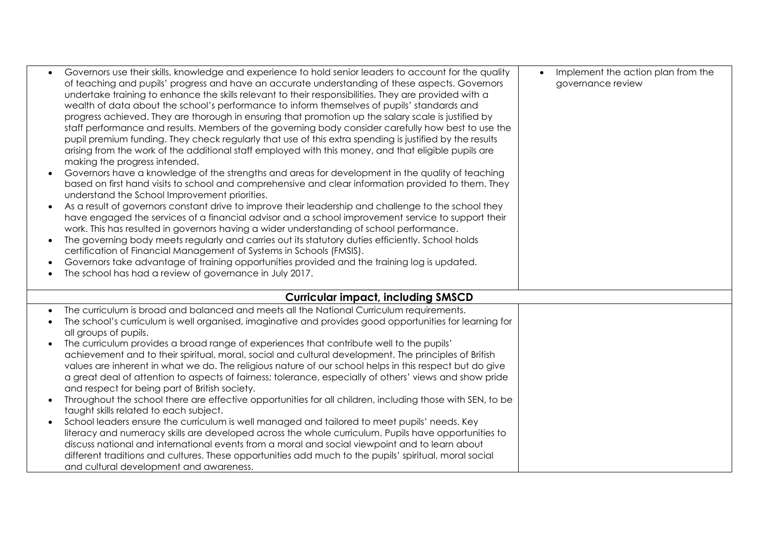| | |
|---|---|
| • Governors use their skills, knowledge and experience to hold senior leaders to account for the quality of teaching and pupils' progress and have an accurate understanding of these aspects. Governors undertake training to enhance the skills relevant to their responsibilities. They are provided with a wealth of data about the school's performance to inform themselves of pupils' standards and progress achieved. They are thorough in ensuring that promotion up the salary scale is justified by staff performance and results. Members of the governing body consider carefully how best to use the pupil premium funding. They check regularly that use of this extra spending is justified by the results arising from the work of the additional staff employed with this money, and that eligible pupils are making the progress intended.<br>• Governors have a knowledge of the strengths and areas for development in the quality of teaching based on first hand visits to school and comprehensive and clear information provided to them. They understand the School Improvement priorities.<br>• As a result of governors constant drive to improve their leadership and challenge to the school they have engaged the services of a financial advisor and a school improvement service to support their work. This has resulted in governors having a wider understanding of school performance.<br>• The governing body meets regularly and carries out its statutory duties efficiently. School holds certification of Financial Management of Systems in Schools (FMSIS).<br>• Governors take advantage of training opportunities provided and the training log is updated.<br>• The school has had a review of governance in July 2017. | • Implement the action plan from the governance review |
| **Curricular impact, including SMSCD** | |
| • The curriculum is broad and balanced and meets all the National Curriculum requirements.<br>• The school's curriculum is well organised, imaginative and provides good opportunities for learning for all groups of pupils.<br>• The curriculum provides a broad range of experiences that contribute well to the pupils' achievement and to their spiritual, moral, social and cultural development. The principles of British values are inherent in what we do. The religious nature of our school helps in this respect but do give a great deal of attention to aspects of fairness; tolerance, especially of others' views and show pride and respect for being part of British society.<br>• Throughout the school there are effective opportunities for all children, including those with SEN, to be taught skills related to each subject.<br>• School leaders ensure the curriculum is well managed and tailored to meet pupils' needs. Key literacy and numeracy skills are developed across the whole curriculum. Pupils have opportunities to discuss national and international events from a moral and social viewpoint and to learn about different traditions and cultures. These opportunities add much to the pupils' spiritual, moral social and cultural development and awareness. | |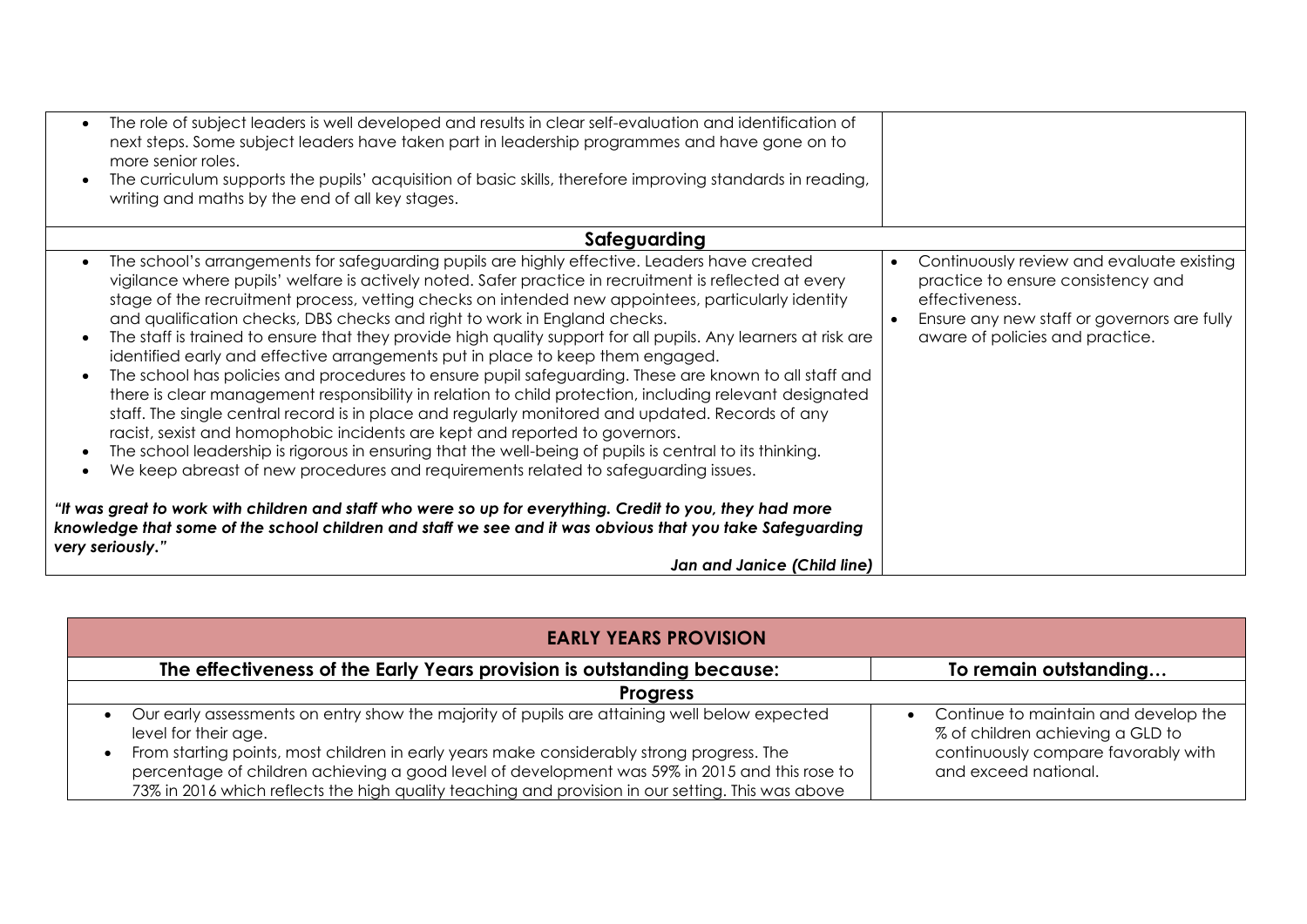| | |
|---|---|
| • The role of subject leaders is well developed and results in clear self-evaluation and identification of next steps. Some subject leaders have taken part in leadership programmes and have gone on to more senior roles.<br>• The curriculum supports the pupils' acquisition of basic skills, therefore improving standards in reading, writing and maths by the end of all key stages. | |
| **Safeguarding** | |
| • The school's arrangements for safeguarding pupils are highly effective. Leaders have created vigilance where pupils' welfare is actively noted. Safer practice in recruitment is reflected at every stage of the recruitment process, vetting checks on intended new appointees, particularly identity and qualification checks, DBS checks and right to work in England checks.<br>• The staff is trained to ensure that they provide high quality support for all pupils. Any learners at risk are identified early and effective arrangements put in place to keep them engaged.<br>• The school has policies and procedures to ensure pupil safeguarding. These are known to all staff and there is clear management responsibility in relation to child protection, including relevant designated staff. The single central record is in place and regularly monitored and updated. Records of any racist, sexist and homophobic incidents are kept and reported to governors.<br>• The school leadership is rigorous in ensuring that the well-being of pupils is central to its thinking.<br>• We keep abreast of new procedures and requirements related to safeguarding issues.<br><br>***"It was great to work with children and staff who were so up for everything. Credit to you, they had more knowledge that some of the school children and staff we see and it was obvious that you take Safeguarding very seriously."***<br>***Jan and Janice (Child line)*** | • Continuously review and evaluate existing practice to ensure consistency and effectiveness.<br>• Ensure any new staff or governors are fully aware of policies and practice. |

| **EARLY YEARS PROVISION** | |
|---|---|
| **The effectiveness of the Early Years provision is outstanding because:** | **To remain outstanding…** |
| **Progress** | |
| • Our early assessments on entry show the majority of pupils are attaining well below expected level for their age.<br>• From starting points, most children in early years make considerably strong progress. The percentage of children achieving a good level of development was 59% in 2015 and this rose to 73% in 2016 which reflects the high quality teaching and provision in our setting. This was above | • Continue to maintain and develop the % of children achieving a GLD to continuously compare favorably with and exceed national. |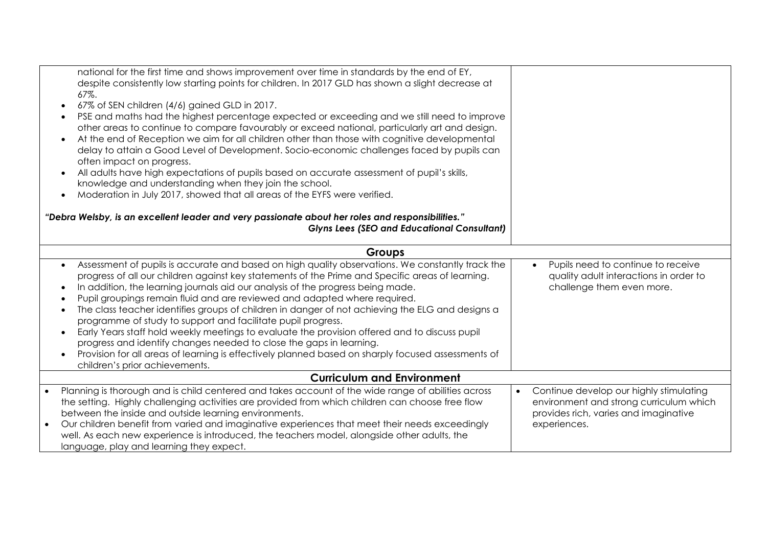| | |
|---|---|
| national for the first time and shows improvement over time in standards by the end of EY, despite consistently low starting points for children. In 2017 GLD has shown a slight decrease at 67%.<br>• 67% of SEN children (4/6) gained GLD in 2017.<br>• PSE and maths had the highest percentage expected or exceeding and we still need to improve other areas to continue to compare favourably or exceed national, particularly art and design.<br>• At the end of Reception we aim for all children other than those with cognitive developmental delay to attain a Good Level of Development. Socio-economic challenges faced by pupils can often impact on progress.<br>• All adults have high expectations of pupils based on accurate assessment of pupil's skills, knowledge and understanding when they join the school.<br>• Moderation in July 2017, showed that all areas of the EYFS were verified.<br><br>***"Debra Welsby, is an excellent leader and very passionate about her roles and responsibilities."***<br>***Glyns Lees (SEO and Educational Consultant)*** | |
| **Groups** | |
| • Assessment of pupils is accurate and based on high quality observations. We constantly track the progress of all our children against key statements of the Prime and Specific areas of learning.<br>• In addition, the learning journals aid our analysis of the progress being made.<br>• Pupil groupings remain fluid and are reviewed and adapted where required.<br>• The class teacher identifies groups of children in danger of not achieving the ELG and designs a programme of study to support and facilitate pupil progress.<br>• Early Years staff hold weekly meetings to evaluate the provision offered and to discuss pupil progress and identify changes needed to close the gaps in learning.<br>• Provision for all areas of learning is effectively planned based on sharply focused assessments of children's prior achievements. | • Pupils need to continue to receive quality adult interactions in order to challenge them even more. |
| **Curriculum and Environment** | |
| • Planning is thorough and is child centered and takes account of the wide range of abilities across the setting. Highly challenging activities are provided from which children can choose free flow between the inside and outside learning environments.<br>• Our children benefit from varied and imaginative experiences that meet their needs exceedingly well. As each new experience is introduced, the teachers model, alongside other adults, the language, play and learning they expect. | • Continue develop our highly stimulating environment and strong curriculum which provides rich, varies and imaginative experiences. |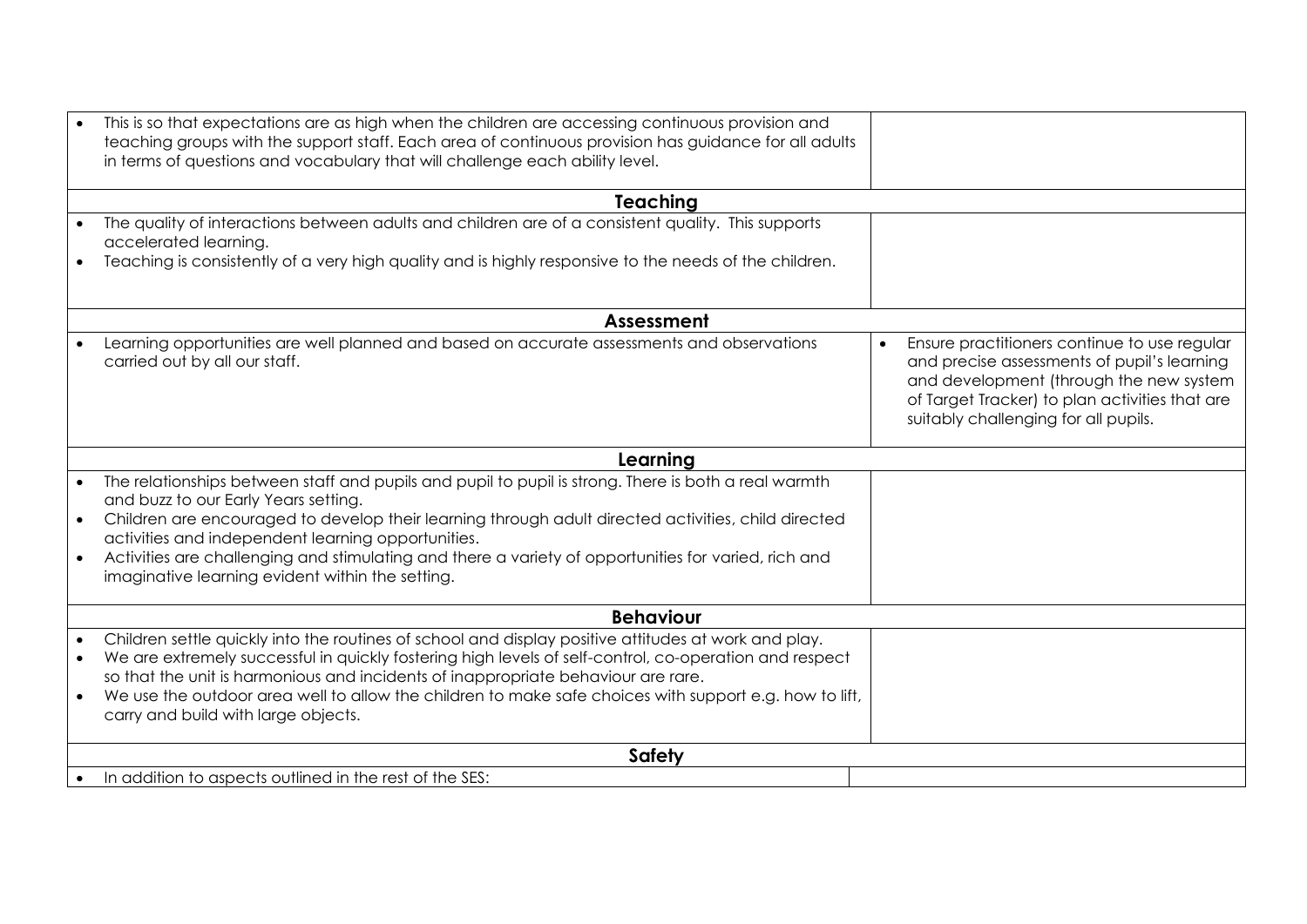| | |
|---|---|
| • This is so that expectations are as high when the children are accessing continuous provision and teaching groups with the support staff. Each area of continuous provision has guidance for all adults in terms of questions and vocabulary that will challenge each ability level. | |
| **Teaching** | |
| • The quality of interactions between adults and children are of a consistent quality. This supports accelerated learning.<br>• Teaching is consistently of a very high quality and is highly responsive to the needs of the children. | |
| **Assessment** | |
| • Learning opportunities are well planned and based on accurate assessments and observations carried out by all our staff. | • Ensure practitioners continue to use regular and precise assessments of pupil's learning and development (through the new system of Target Tracker) to plan activities that are suitably challenging for all pupils. |
| **Learning** | |
| • The relationships between staff and pupils and pupil to pupil is strong. There is both a real warmth and buzz to our Early Years setting.<br>• Children are encouraged to develop their learning through adult directed activities, child directed activities and independent learning opportunities.<br>• Activities are challenging and stimulating and there a variety of opportunities for varied, rich and imaginative learning evident within the setting. | |
| **Behaviour** | |
| • Children settle quickly into the routines of school and display positive attitudes at work and play.<br>• We are extremely successful in quickly fostering high levels of self-control, co-operation and respect so that the unit is harmonious and incidents of inappropriate behaviour are rare.<br>• We use the outdoor area well to allow the children to make safe choices with support e.g. how to lift, carry and build with large objects. | |
| **Safety** | |
| • In addition to aspects outlined in the rest of the SES: | |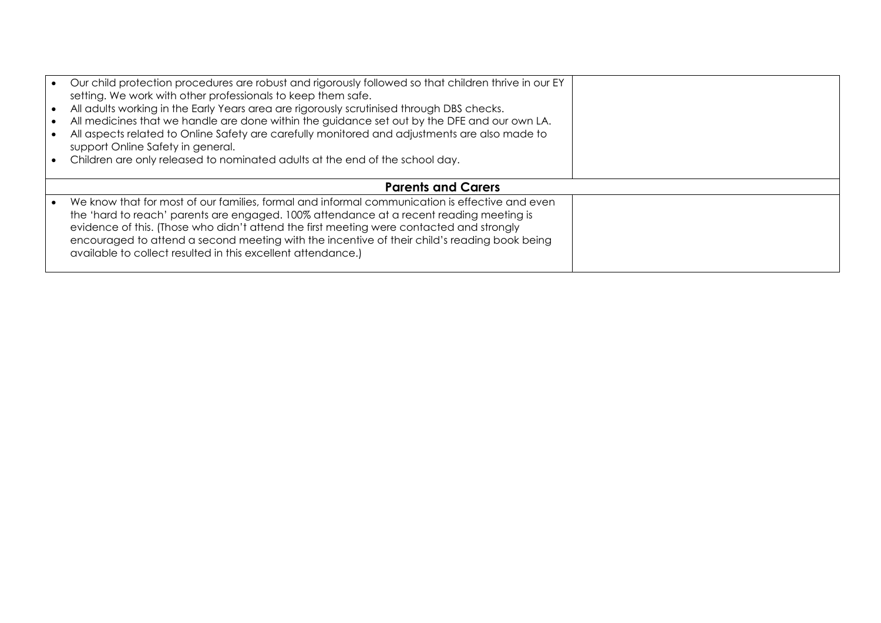| | |
|---|---|
| • Our child protection procedures are robust and rigorously followed so that children thrive in our EY setting. We work with other professionals to keep them safe.<br>• All adults working in the Early Years area are rigorously scrutinised through DBS checks.<br>• All medicines that we handle are done within the guidance set out by the DFE and our own LA.<br>• All aspects related to Online Safety are carefully monitored and adjustments are also made to support Online Safety in general.<br>• Children are only released to nominated adults at the end of the school day. | |
| **Parents and Carers** | |
| • We know that for most of our families, formal and informal communication is effective and even the 'hard to reach' parents are engaged. 100% attendance at a recent reading meeting is evidence of this. (Those who didn't attend the first meeting were contacted and strongly encouraged to attend a second meeting with the incentive of their child's reading book being available to collect resulted in this excellent attendance.) | |